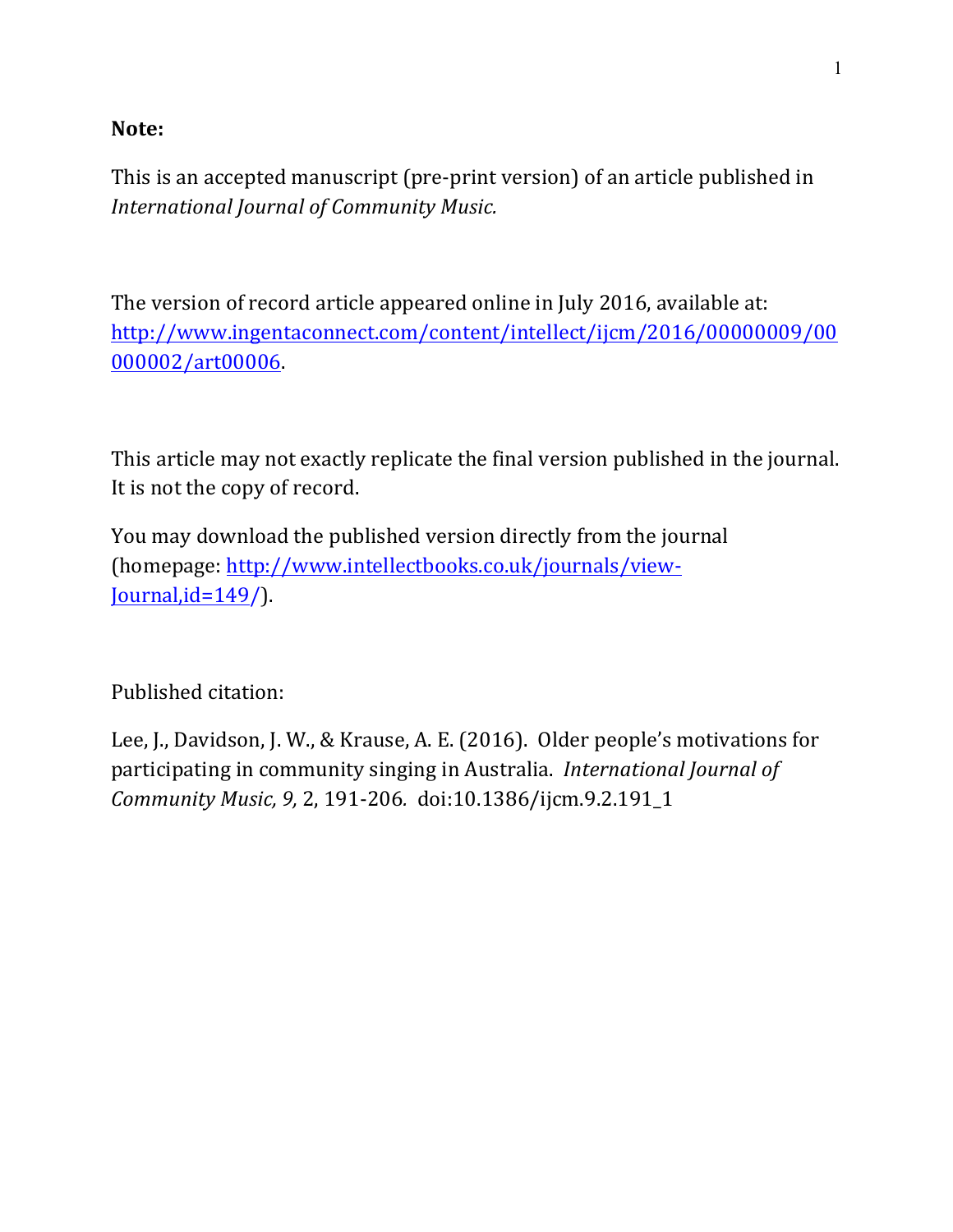**Note:**

This is an accepted manuscript (pre-print version) of an article published in *International Journal of Community Music.*

The version of record article appeared online in July 2016, available at: http://www.ingentaconnect.com/content/intellect/ijcm/2016/00000009/00000002/art00006.

This article may not exactly replicate the final version published in the journal. It is not the copy of record.

You may download the published version directly from the journal (homepage: http://www.intellectbooks.co.uk/journals/view-Journal,id=149/).

Published citation:

Lee, J., Davidson, J. W., & Krause, A. E. (2016). Older people's motivations for participating in community singing in Australia. *International Journal of Community Music, 9,* 2, 191-206. doi:10.1386/ijcm.9.2.191_1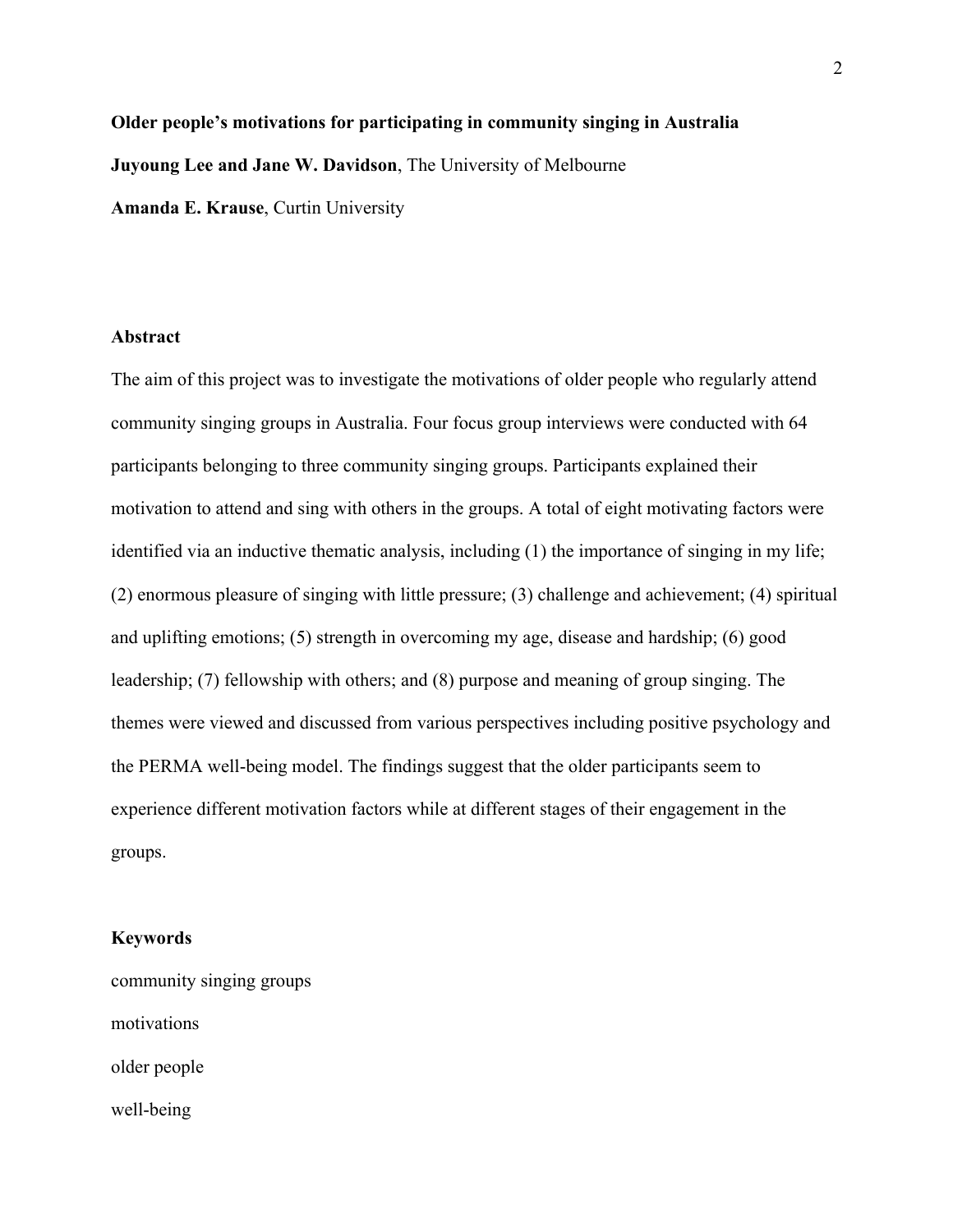**Older people's motivations for participating in community singing in Australia**

**Juyoung Lee and Jane W. Davidson**, The University of Melbourne

**Amanda E. Krause**, Curtin University

## Abstract

The aim of this project was to investigate the motivations of older people who regularly attend community singing groups in Australia. Four focus group interviews were conducted with 64 participants belonging to three community singing groups. Participants explained their motivation to attend and sing with others in the groups. A total of eight motivating factors were identified via an inductive thematic analysis, including (1) the importance of singing in my life; (2) enormous pleasure of singing with little pressure; (3) challenge and achievement; (4) spiritual and uplifting emotions; (5) strength in overcoming my age, disease and hardship; (6) good leadership; (7) fellowship with others; and (8) purpose and meaning of group singing. The themes were viewed and discussed from various perspectives including positive psychology and the PERMA well-being model. The findings suggest that the older participants seem to experience different motivation factors while at different stages of their engagement in the groups.

## Keywords

community singing groups

motivations

older people

well-being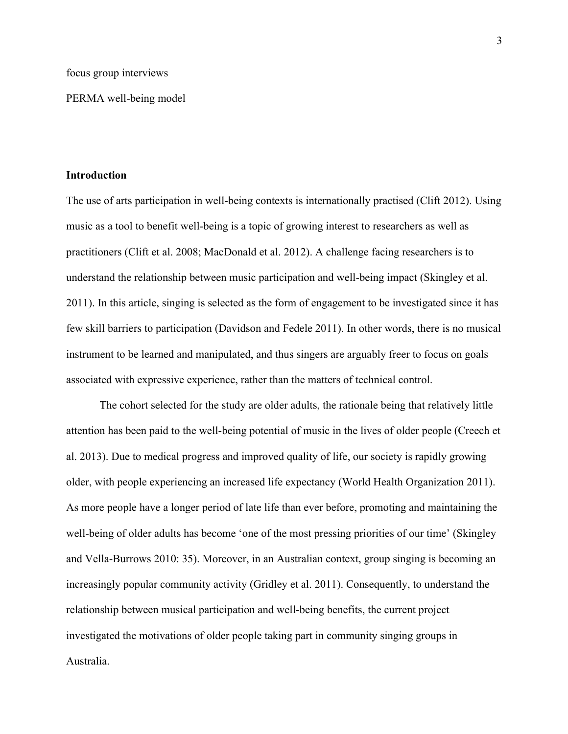focus group interviews

PERMA well-being model

## Introduction

The use of arts participation in well-being contexts is internationally practised (Clift 2012). Using music as a tool to benefit well-being is a topic of growing interest to researchers as well as practitioners (Clift et al. 2008; MacDonald et al. 2012). A challenge facing researchers is to understand the relationship between music participation and well-being impact (Skingley et al. 2011). In this article, singing is selected as the form of engagement to be investigated since it has few skill barriers to participation (Davidson and Fedele 2011). In other words, there is no musical instrument to be learned and manipulated, and thus singers are arguably freer to focus on goals associated with expressive experience, rather than the matters of technical control.

The cohort selected for the study are older adults, the rationale being that relatively little attention has been paid to the well-being potential of music in the lives of older people (Creech et al. 2013). Due to medical progress and improved quality of life, our society is rapidly growing older, with people experiencing an increased life expectancy (World Health Organization 2011). As more people have a longer period of late life than ever before, promoting and maintaining the well-being of older adults has become 'one of the most pressing priorities of our time' (Skingley and Vella-Burrows 2010: 35). Moreover, in an Australian context, group singing is becoming an increasingly popular community activity (Gridley et al. 2011). Consequently, to understand the relationship between musical participation and well-being benefits, the current project investigated the motivations of older people taking part in community singing groups in Australia.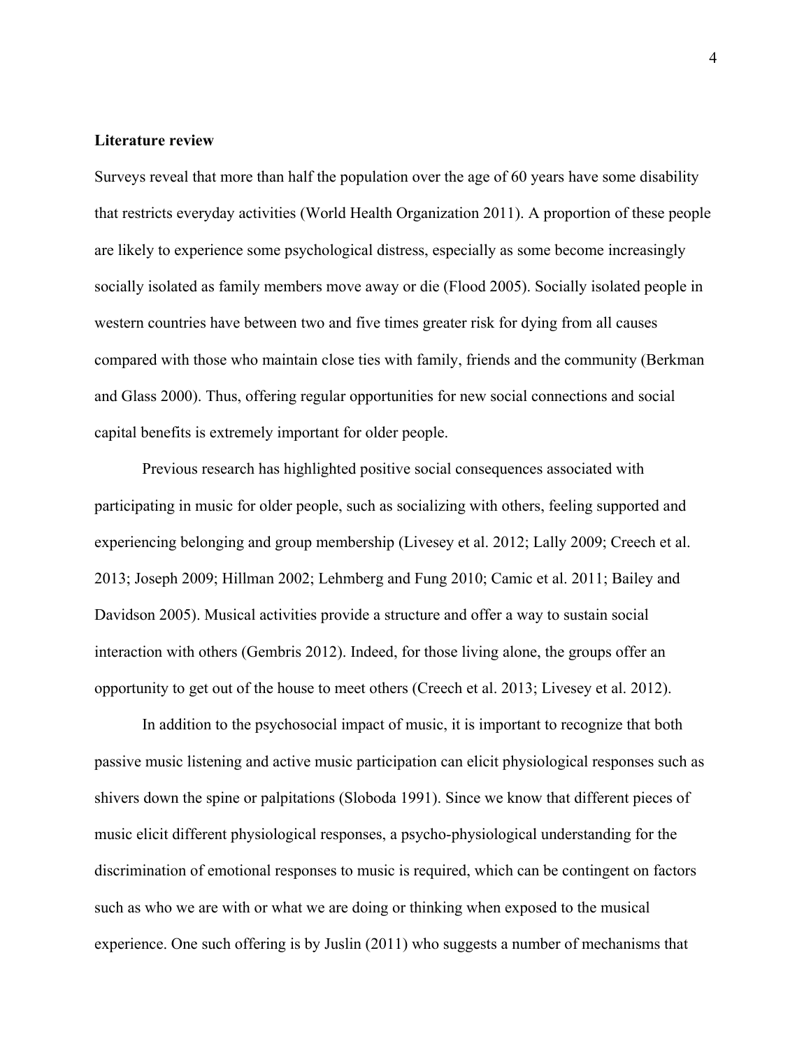**Literature review**

Surveys reveal that more than half the population over the age of 60 years have some disability that restricts everyday activities (World Health Organization 2011). A proportion of these people are likely to experience some psychological distress, especially as some become increasingly socially isolated as family members move away or die (Flood 2005). Socially isolated people in western countries have between two and five times greater risk for dying from all causes compared with those who maintain close ties with family, friends and the community (Berkman and Glass 2000). Thus, offering regular opportunities for new social connections and social capital benefits is extremely important for older people.

Previous research has highlighted positive social consequences associated with participating in music for older people, such as socializing with others, feeling supported and experiencing belonging and group membership (Livesey et al. 2012; Lally 2009; Creech et al. 2013; Joseph 2009; Hillman 2002; Lehmberg and Fung 2010; Camic et al. 2011; Bailey and Davidson 2005). Musical activities provide a structure and offer a way to sustain social interaction with others (Gembris 2012). Indeed, for those living alone, the groups offer an opportunity to get out of the house to meet others (Creech et al. 2013; Livesey et al. 2012).

In addition to the psychosocial impact of music, it is important to recognize that both passive music listening and active music participation can elicit physiological responses such as shivers down the spine or palpitations (Sloboda 1991). Since we know that different pieces of music elicit different physiological responses, a psycho-physiological understanding for the discrimination of emotional responses to music is required, which can be contingent on factors such as who we are with or what we are doing or thinking when exposed to the musical experience. One such offering is by Juslin (2011) who suggests a number of mechanisms that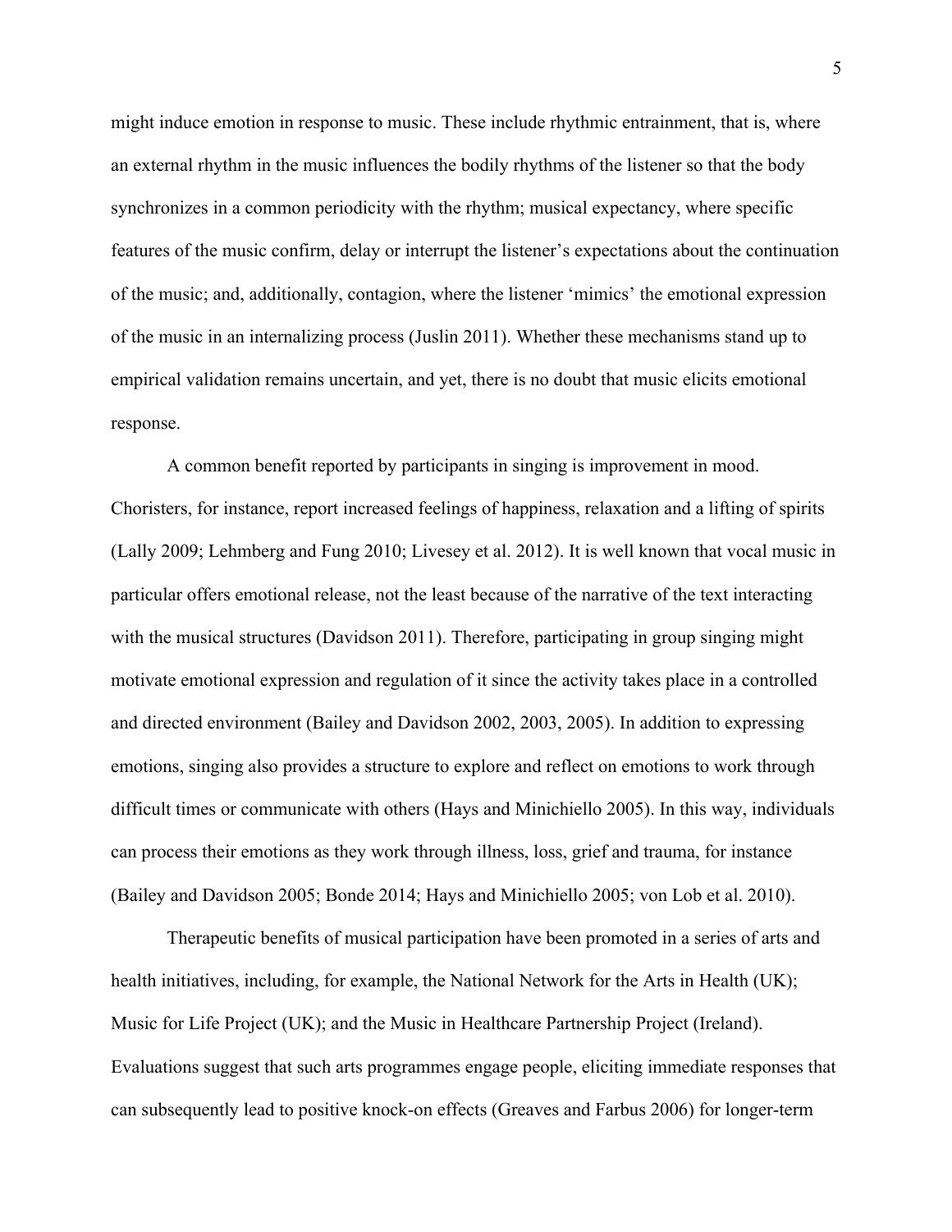might induce emotion in response to music. These include rhythmic entrainment, that is, where an external rhythm in the music influences the bodily rhythms of the listener so that the body synchronizes in a common periodicity with the rhythm; musical expectancy, where specific features of the music confirm, delay or interrupt the listener's expectations about the continuation of the music; and, additionally, contagion, where the listener 'mimics' the emotional expression of the music in an internalizing process (Juslin 2011). Whether these mechanisms stand up to empirical validation remains uncertain, and yet, there is no doubt that music elicits emotional response.

A common benefit reported by participants in singing is improvement in mood. Choristers, for instance, report increased feelings of happiness, relaxation and a lifting of spirits (Lally 2009; Lehmberg and Fung 2010; Livesey et al. 2012). It is well known that vocal music in particular offers emotional release, not the least because of the narrative of the text interacting with the musical structures (Davidson 2011). Therefore, participating in group singing might motivate emotional expression and regulation of it since the activity takes place in a controlled and directed environment (Bailey and Davidson 2002, 2003, 2005). In addition to expressing emotions, singing also provides a structure to explore and reflect on emotions to work through difficult times or communicate with others (Hays and Minichiello 2005). In this way, individuals can process their emotions as they work through illness, loss, grief and trauma, for instance (Bailey and Davidson 2005; Bonde 2014; Hays and Minichiello 2005; von Lob et al. 2010).

Therapeutic benefits of musical participation have been promoted in a series of arts and health initiatives, including, for example, the National Network for the Arts in Health (UK); Music for Life Project (UK); and the Music in Healthcare Partnership Project (Ireland). Evaluations suggest that such arts programmes engage people, eliciting immediate responses that can subsequently lead to positive knock-on effects (Greaves and Farbus 2006) for longer-term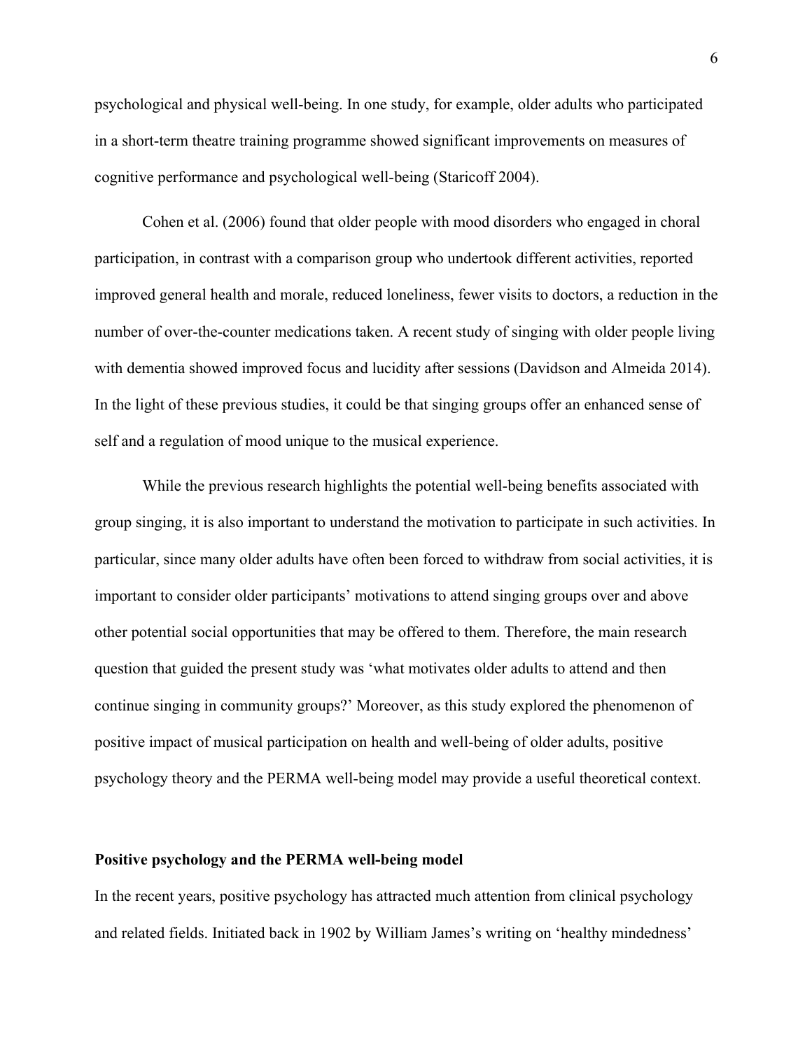psychological and physical well-being. In one study, for example, older adults who participated in a short-term theatre training programme showed significant improvements on measures of cognitive performance and psychological well-being (Staricoff 2004).

Cohen et al. (2006) found that older people with mood disorders who engaged in choral participation, in contrast with a comparison group who undertook different activities, reported improved general health and morale, reduced loneliness, fewer visits to doctors, a reduction in the number of over-the-counter medications taken. A recent study of singing with older people living with dementia showed improved focus and lucidity after sessions (Davidson and Almeida 2014). In the light of these previous studies, it could be that singing groups offer an enhanced sense of self and a regulation of mood unique to the musical experience.

While the previous research highlights the potential well-being benefits associated with group singing, it is also important to understand the motivation to participate in such activities. In particular, since many older adults have often been forced to withdraw from social activities, it is important to consider older participants' motivations to attend singing groups over and above other potential social opportunities that may be offered to them. Therefore, the main research question that guided the present study was 'what motivates older adults to attend and then continue singing in community groups?' Moreover, as this study explored the phenomenon of positive impact of musical participation on health and well-being of older adults, positive psychology theory and the PERMA well-being model may provide a useful theoretical context.

**Positive psychology and the PERMA well-being model**

In the recent years, positive psychology has attracted much attention from clinical psychology and related fields. Initiated back in 1902 by William James's writing on 'healthy mindedness'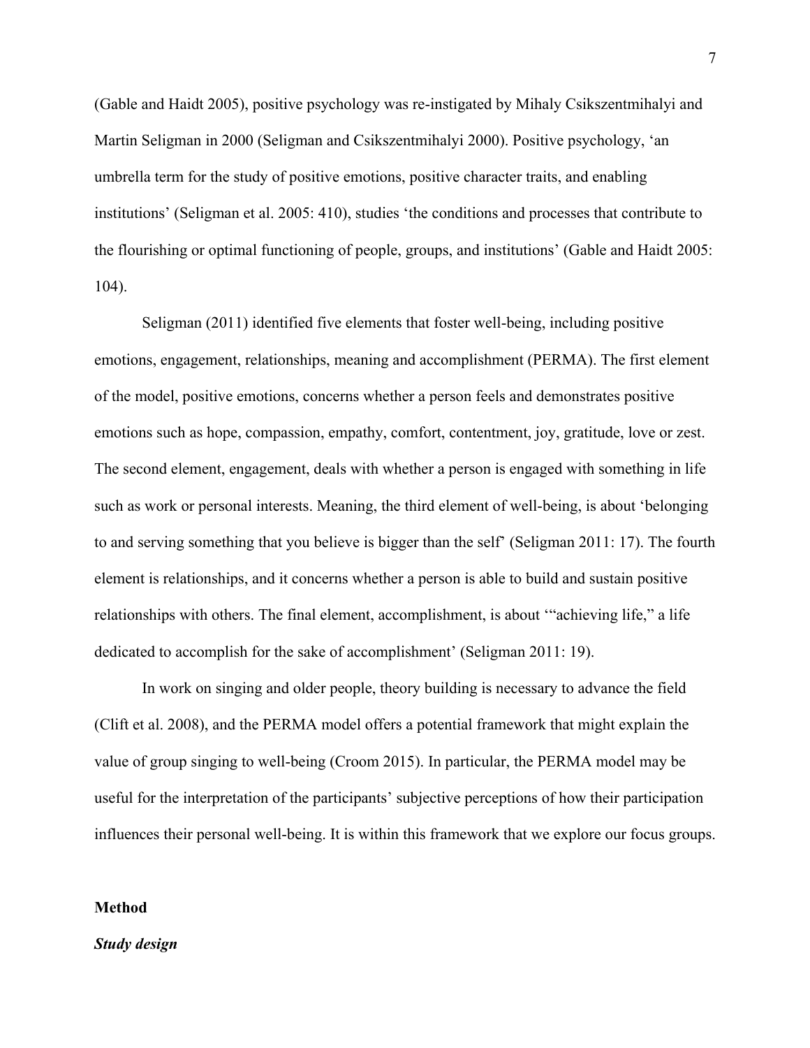(Gable and Haidt 2005), positive psychology was re-instigated by Mihaly Csikszentmihalyi and Martin Seligman in 2000 (Seligman and Csikszentmihalyi 2000). Positive psychology, 'an umbrella term for the study of positive emotions, positive character traits, and enabling institutions' (Seligman et al. 2005: 410), studies 'the conditions and processes that contribute to the flourishing or optimal functioning of people, groups, and institutions' (Gable and Haidt 2005: 104).

Seligman (2011) identified five elements that foster well-being, including positive emotions, engagement, relationships, meaning and accomplishment (PERMA). The first element of the model, positive emotions, concerns whether a person feels and demonstrates positive emotions such as hope, compassion, empathy, comfort, contentment, joy, gratitude, love or zest. The second element, engagement, deals with whether a person is engaged with something in life such as work or personal interests. Meaning, the third element of well-being, is about 'belonging to and serving something that you believe is bigger than the self' (Seligman 2011: 17). The fourth element is relationships, and it concerns whether a person is able to build and sustain positive relationships with others. The final element, accomplishment, is about '"achieving life," a life dedicated to accomplish for the sake of accomplishment' (Seligman 2011: 19).

In work on singing and older people, theory building is necessary to advance the field (Clift et al. 2008), and the PERMA model offers a potential framework that might explain the value of group singing to well-being (Croom 2015). In particular, the PERMA model may be useful for the interpretation of the participants' subjective perceptions of how their participation influences their personal well-being. It is within this framework that we explore our focus groups.

## Method

### *Study design*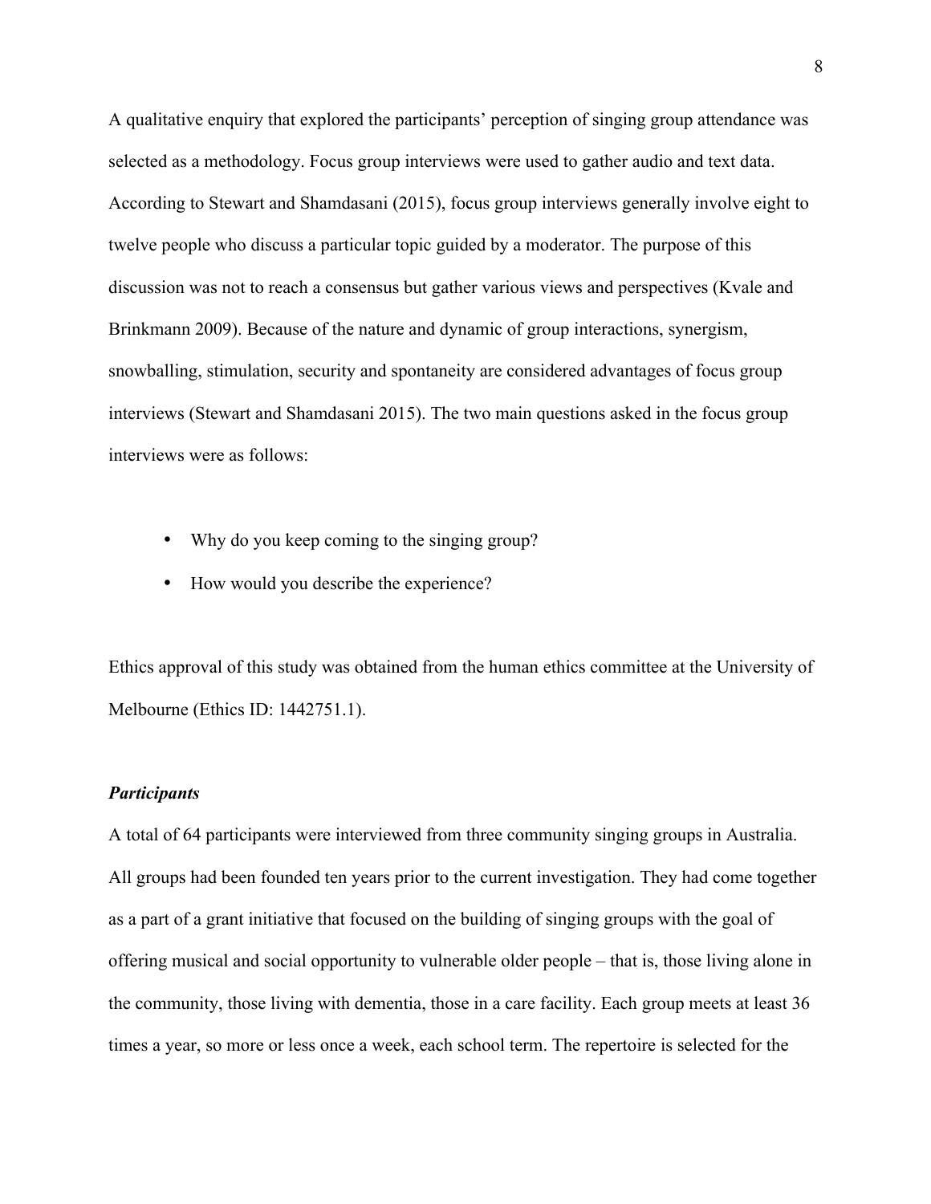A qualitative enquiry that explored the participants' perception of singing group attendance was selected as a methodology. Focus group interviews were used to gather audio and text data. According to Stewart and Shamdasani (2015), focus group interviews generally involve eight to twelve people who discuss a particular topic guided by a moderator. The purpose of this discussion was not to reach a consensus but gather various views and perspectives (Kvale and Brinkmann 2009). Because of the nature and dynamic of group interactions, synergism, snowballing, stimulation, security and spontaneity are considered advantages of focus group interviews (Stewart and Shamdasani 2015). The two main questions asked in the focus group interviews were as follows:

- Why do you keep coming to the singing group?
- How would you describe the experience?

Ethics approval of this study was obtained from the human ethics committee at the University of Melbourne (Ethics ID: 1442751.1).

### *Participants*

A total of 64 participants were interviewed from three community singing groups in Australia. All groups had been founded ten years prior to the current investigation. They had come together as a part of a grant initiative that focused on the building of singing groups with the goal of offering musical and social opportunity to vulnerable older people – that is, those living alone in the community, those living with dementia, those in a care facility. Each group meets at least 36 times a year, so more or less once a week, each school term. The repertoire is selected for the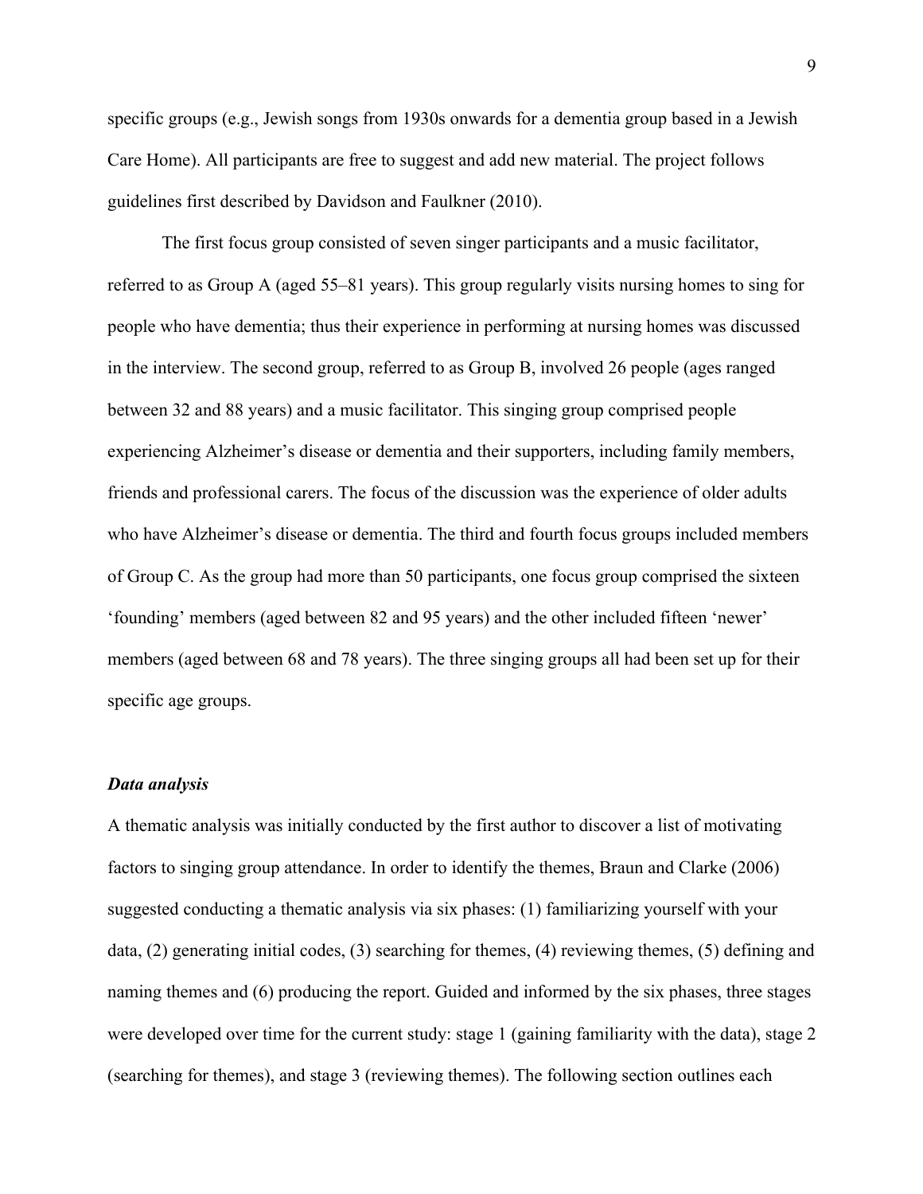specific groups (e.g., Jewish songs from 1930s onwards for a dementia group based in a Jewish Care Home). All participants are free to suggest and add new material. The project follows guidelines first described by Davidson and Faulkner (2010).

The first focus group consisted of seven singer participants and a music facilitator, referred to as Group A (aged 55–81 years). This group regularly visits nursing homes to sing for people who have dementia; thus their experience in performing at nursing homes was discussed in the interview. The second group, referred to as Group B, involved 26 people (ages ranged between 32 and 88 years) and a music facilitator. This singing group comprised people experiencing Alzheimer's disease or dementia and their supporters, including family members, friends and professional carers. The focus of the discussion was the experience of older adults who have Alzheimer's disease or dementia. The third and fourth focus groups included members of Group C. As the group had more than 50 participants, one focus group comprised the sixteen 'founding' members (aged between 82 and 95 years) and the other included fifteen 'newer' members (aged between 68 and 78 years). The three singing groups all had been set up for their specific age groups.

***Data analysis***

A thematic analysis was initially conducted by the first author to discover a list of motivating factors to singing group attendance. In order to identify the themes, Braun and Clarke (2006) suggested conducting a thematic analysis via six phases: (1) familiarizing yourself with your data, (2) generating initial codes, (3) searching for themes, (4) reviewing themes, (5) defining and naming themes and (6) producing the report. Guided and informed by the six phases, three stages were developed over time for the current study: stage 1 (gaining familiarity with the data), stage 2 (searching for themes), and stage 3 (reviewing themes). The following section outlines each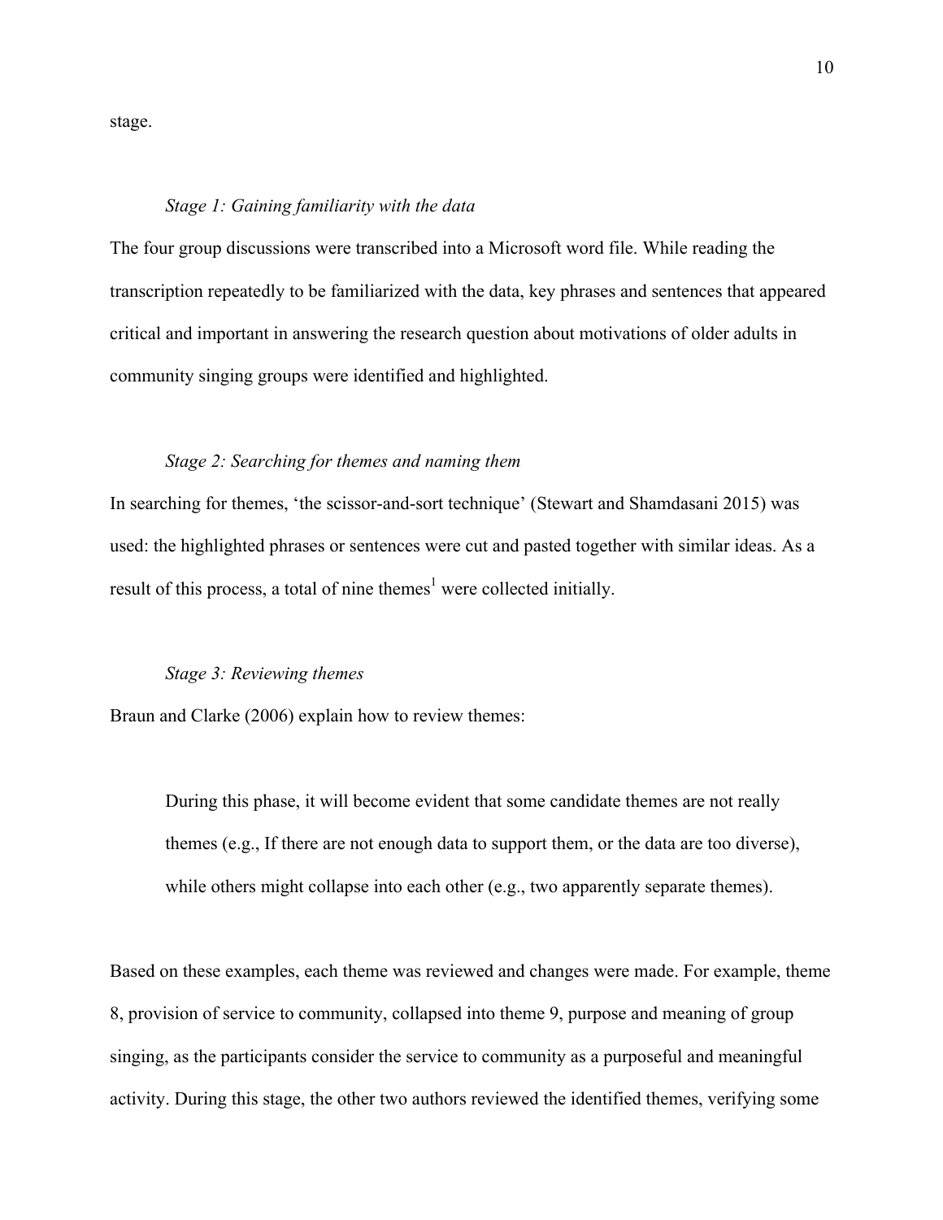stage.

*Stage 1: Gaining familiarity with the data*

The four group discussions were transcribed into a Microsoft word file. While reading the transcription repeatedly to be familiarized with the data, key phrases and sentences that appeared critical and important in answering the research question about motivations of older adults in community singing groups were identified and highlighted.

*Stage 2: Searching for themes and naming them*

In searching for themes, 'the scissor-and-sort technique' (Stewart and Shamdasani 2015) was used: the highlighted phrases or sentences were cut and pasted together with similar ideas. As a result of this process, a total of nine themes[1] were collected initially.

*Stage 3: Reviewing themes*

Braun and Clarke (2006) explain how to review themes:

> During this phase, it will become evident that some candidate themes are not really themes (e.g., If there are not enough data to support them, or the data are too diverse), while others might collapse into each other (e.g., two apparently separate themes).

Based on these examples, each theme was reviewed and changes were made. For example, theme 8, provision of service to community, collapsed into theme 9, purpose and meaning of group singing, as the participants consider the service to community as a purposeful and meaningful activity. During this stage, the other two authors reviewed the identified themes, verifying some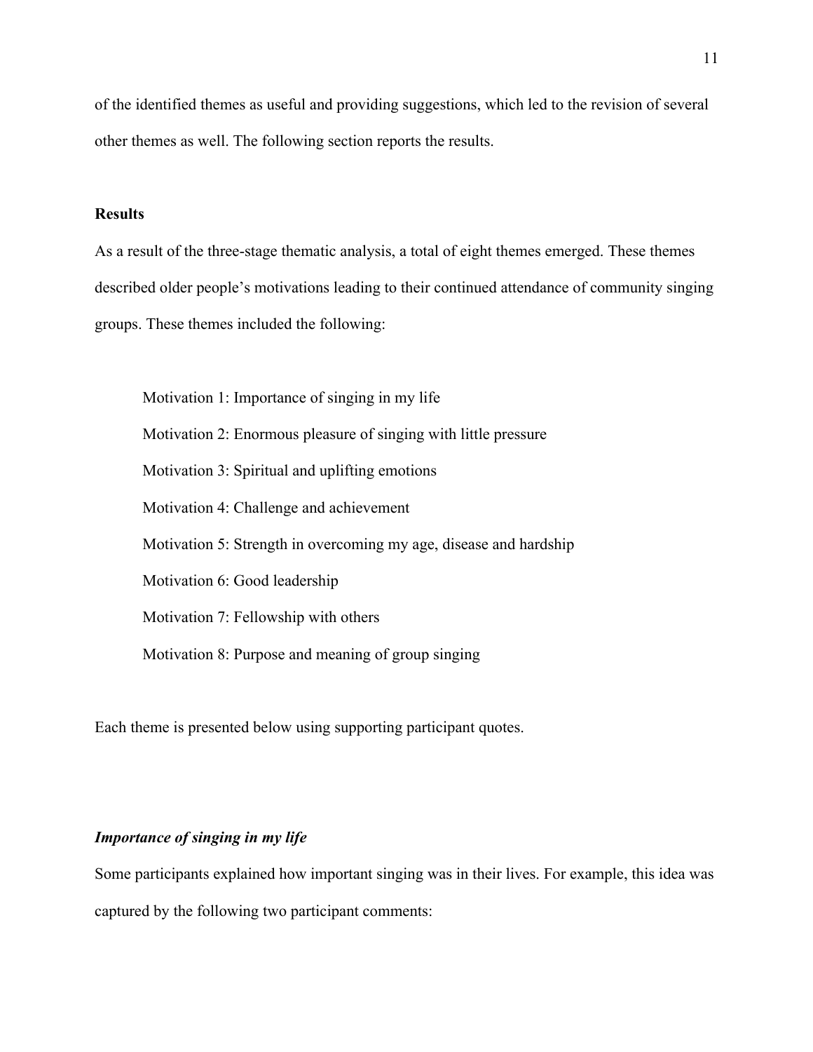of the identified themes as useful and providing suggestions, which led to the revision of several other themes as well. The following section reports the results.

## Results

As a result of the three-stage thematic analysis, a total of eight themes emerged. These themes described older people's motivations leading to their continued attendance of community singing groups. These themes included the following:

Motivation 1: Importance of singing in my life

Motivation 2: Enormous pleasure of singing with little pressure

Motivation 3: Spiritual and uplifting emotions

Motivation 4: Challenge and achievement

Motivation 5: Strength in overcoming my age, disease and hardship

Motivation 6: Good leadership

Motivation 7: Fellowship with others

Motivation 8: Purpose and meaning of group singing

Each theme is presented below using supporting participant quotes.

### ***Importance of singing in my life***

Some participants explained how important singing was in their lives. For example, this idea was captured by the following two participant comments: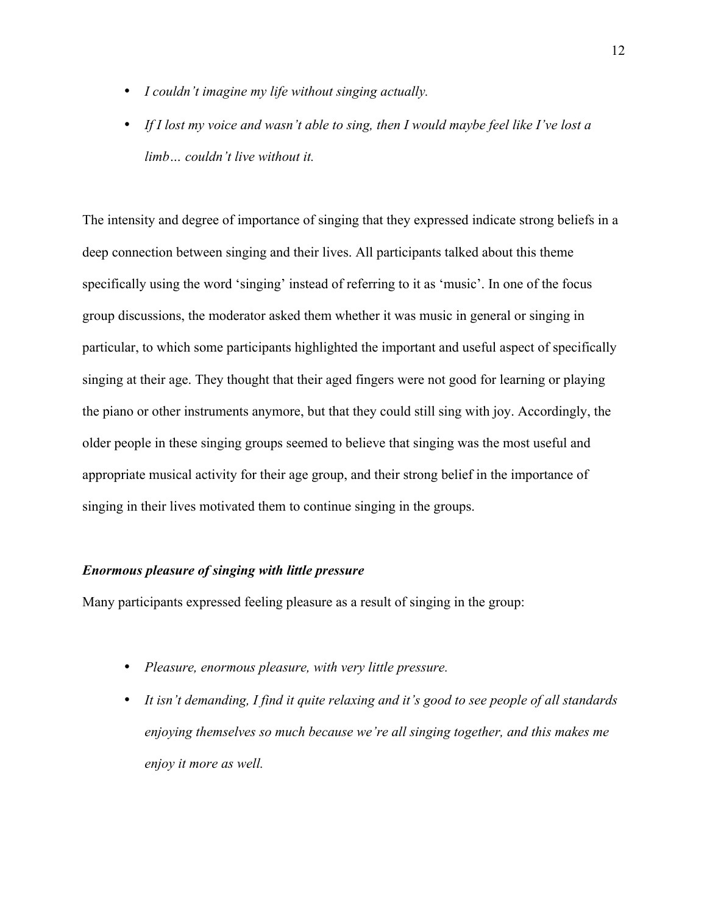- *I couldn't imagine my life without singing actually.*
- *If I lost my voice and wasn't able to sing, then I would maybe feel like I've lost a limb… couldn't live without it.*

The intensity and degree of importance of singing that they expressed indicate strong beliefs in a deep connection between singing and their lives. All participants talked about this theme specifically using the word 'singing' instead of referring to it as 'music'. In one of the focus group discussions, the moderator asked them whether it was music in general or singing in particular, to which some participants highlighted the important and useful aspect of specifically singing at their age. They thought that their aged fingers were not good for learning or playing the piano or other instruments anymore, but that they could still sing with joy. Accordingly, the older people in these singing groups seemed to believe that singing was the most useful and appropriate musical activity for their age group, and their strong belief in the importance of singing in their lives motivated them to continue singing in the groups.

### *Enormous pleasure of singing with little pressure*

Many participants expressed feeling pleasure as a result of singing in the group:

- *Pleasure, enormous pleasure, with very little pressure.*
- *It isn't demanding, I find it quite relaxing and it's good to see people of all standards enjoying themselves so much because we're all singing together, and this makes me enjoy it more as well.*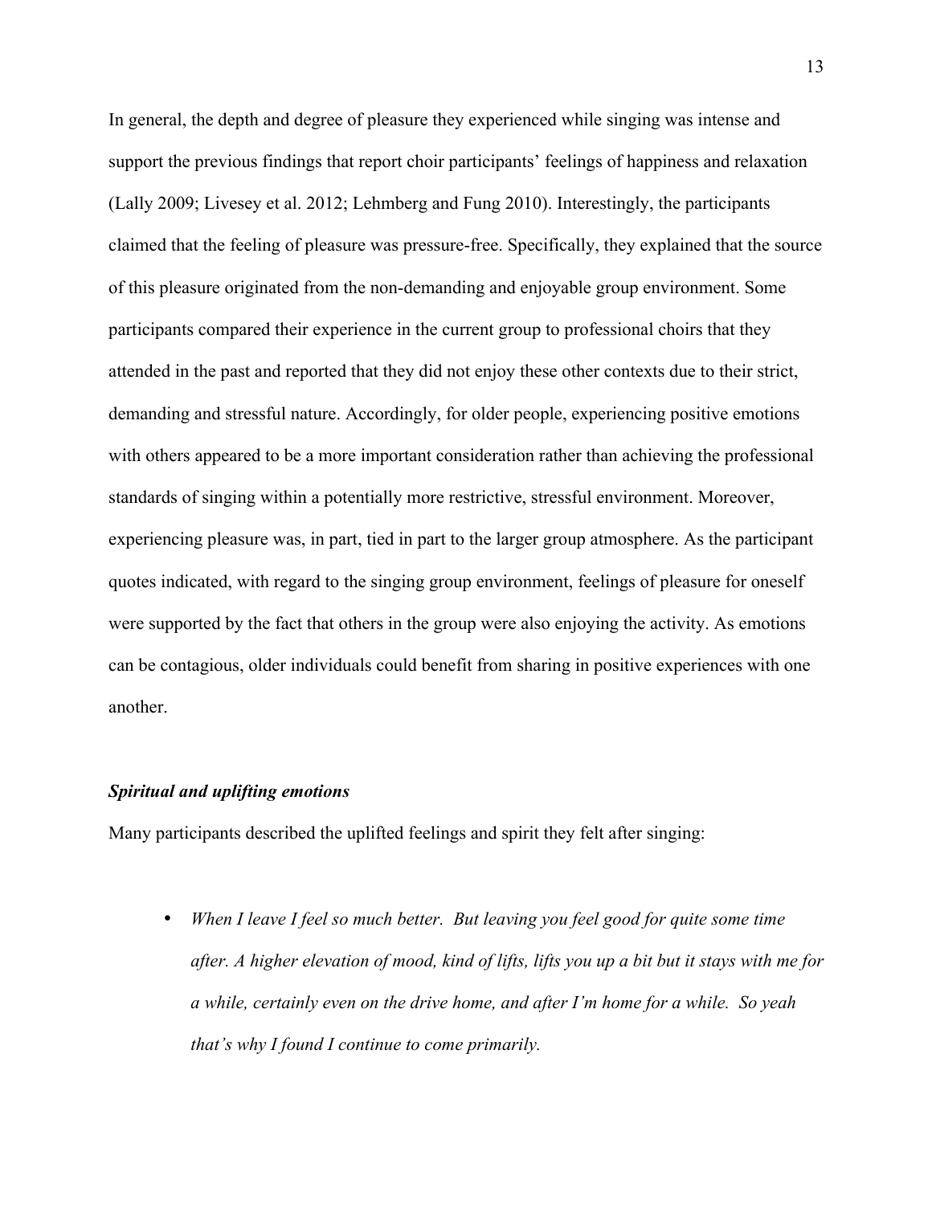In general, the depth and degree of pleasure they experienced while singing was intense and support the previous findings that report choir participants' feelings of happiness and relaxation (Lally 2009; Livesey et al. 2012; Lehmberg and Fung 2010). Interestingly, the participants claimed that the feeling of pleasure was pressure-free. Specifically, they explained that the source of this pleasure originated from the non-demanding and enjoyable group environment. Some participants compared their experience in the current group to professional choirs that they attended in the past and reported that they did not enjoy these other contexts due to their strict, demanding and stressful nature. Accordingly, for older people, experiencing positive emotions with others appeared to be a more important consideration rather than achieving the professional standards of singing within a potentially more restrictive, stressful environment. Moreover, experiencing pleasure was, in part, tied in part to the larger group atmosphere. As the participant quotes indicated, with regard to the singing group environment, feelings of pleasure for oneself were supported by the fact that others in the group were also enjoying the activity. As emotions can be contagious, older individuals could benefit from sharing in positive experiences with one another.

### *Spiritual and uplifting emotions*

Many participants described the uplifted feelings and spirit they felt after singing:

- *When I leave I feel so much better. But leaving you feel good for quite some time after. A higher elevation of mood, kind of lifts, lifts you up a bit but it stays with me for a while, certainly even on the drive home, and after I'm home for a while. So yeah that's why I found I continue to come primarily.*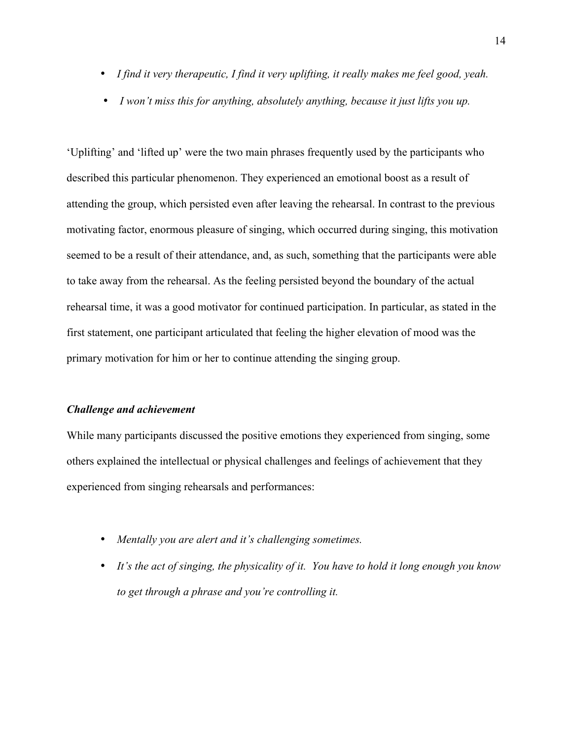- *I find it very therapeutic, I find it very uplifting, it really makes me feel good, yeah.*
- *I won't miss this for anything, absolutely anything, because it just lifts you up.*

'Uplifting' and 'lifted up' were the two main phrases frequently used by the participants who described this particular phenomenon. They experienced an emotional boost as a result of attending the group, which persisted even after leaving the rehearsal. In contrast to the previous motivating factor, enormous pleasure of singing, which occurred during singing, this motivation seemed to be a result of their attendance, and, as such, something that the participants were able to take away from the rehearsal. As the feeling persisted beyond the boundary of the actual rehearsal time, it was a good motivator for continued participation. In particular, as stated in the first statement, one participant articulated that feeling the higher elevation of mood was the primary motivation for him or her to continue attending the singing group.

***Challenge and achievement***

While many participants discussed the positive emotions they experienced from singing, some others explained the intellectual or physical challenges and feelings of achievement that they experienced from singing rehearsals and performances:

- *Mentally you are alert and it's challenging sometimes.*
- *It's the act of singing, the physicality of it. You have to hold it long enough you know to get through a phrase and you're controlling it.*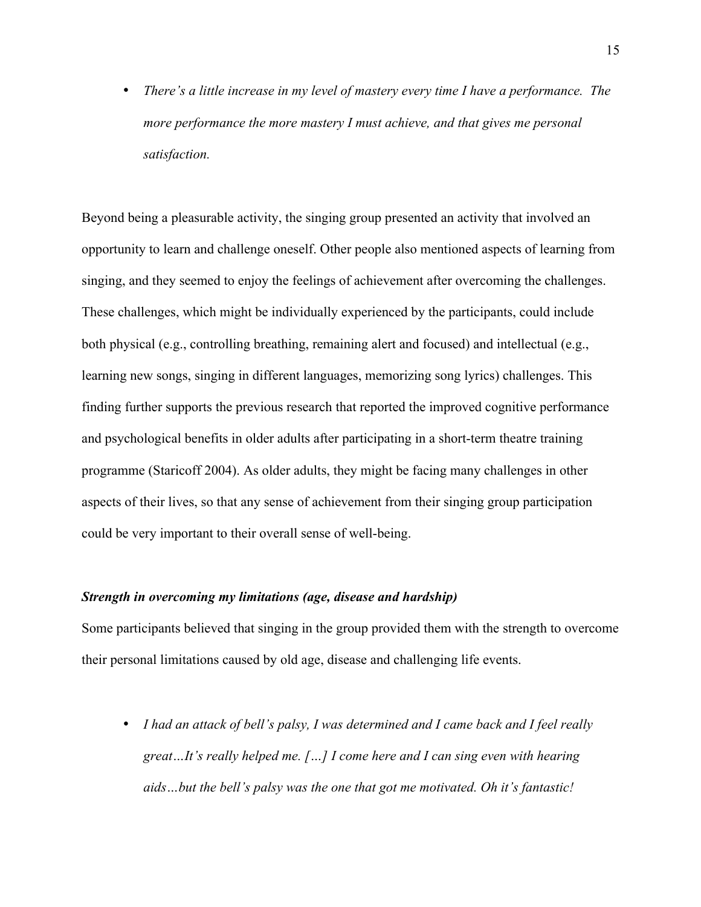- *There's a little increase in my level of mastery every time I have a performance. The more performance the more mastery I must achieve, and that gives me personal satisfaction.*

Beyond being a pleasurable activity, the singing group presented an activity that involved an opportunity to learn and challenge oneself. Other people also mentioned aspects of learning from singing, and they seemed to enjoy the feelings of achievement after overcoming the challenges. These challenges, which might be individually experienced by the participants, could include both physical (e.g., controlling breathing, remaining alert and focused) and intellectual (e.g., learning new songs, singing in different languages, memorizing song lyrics) challenges. This finding further supports the previous research that reported the improved cognitive performance and psychological benefits in older adults after participating in a short-term theatre training programme (Staricoff 2004). As older adults, they might be facing many challenges in other aspects of their lives, so that any sense of achievement from their singing group participation could be very important to their overall sense of well-being.

***Strength in overcoming my limitations (age, disease and hardship)***

Some participants believed that singing in the group provided them with the strength to overcome their personal limitations caused by old age, disease and challenging life events.

- *I had an attack of bell's palsy, I was determined and I came back and I feel really great…It's really helped me. […] I come here and I can sing even with hearing aids…but the bell's palsy was the one that got me motivated. Oh it's fantastic!*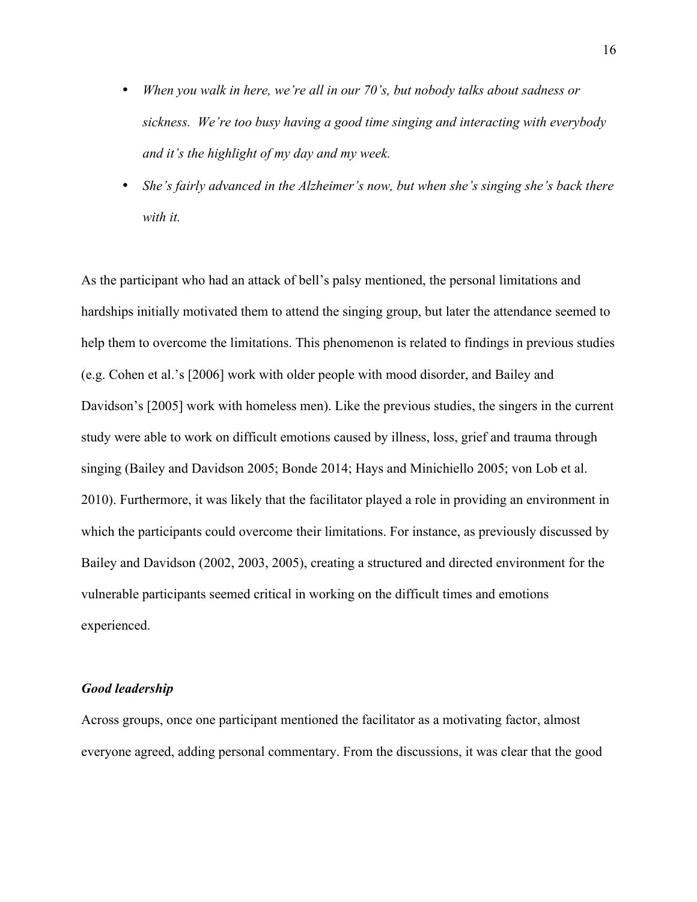- *When you walk in here, we're all in our 70's, but nobody talks about sadness or sickness. We're too busy having a good time singing and interacting with everybody and it's the highlight of my day and my week.*
- *She's fairly advanced in the Alzheimer's now, but when she's singing she's back there with it.*

As the participant who had an attack of bell's palsy mentioned, the personal limitations and hardships initially motivated them to attend the singing group, but later the attendance seemed to help them to overcome the limitations. This phenomenon is related to findings in previous studies (e.g. Cohen et al.'s [2006] work with older people with mood disorder, and Bailey and Davidson's [2005] work with homeless men). Like the previous studies, the singers in the current study were able to work on difficult emotions caused by illness, loss, grief and trauma through singing (Bailey and Davidson 2005; Bonde 2014; Hays and Minichiello 2005; von Lob et al. 2010). Furthermore, it was likely that the facilitator played a role in providing an environment in which the participants could overcome their limitations. For instance, as previously discussed by Bailey and Davidson (2002, 2003, 2005), creating a structured and directed environment for the vulnerable participants seemed critical in working on the difficult times and emotions experienced.

### *Good leadership*

Across groups, once one participant mentioned the facilitator as a motivating factor, almost everyone agreed, adding personal commentary. From the discussions, it was clear that the good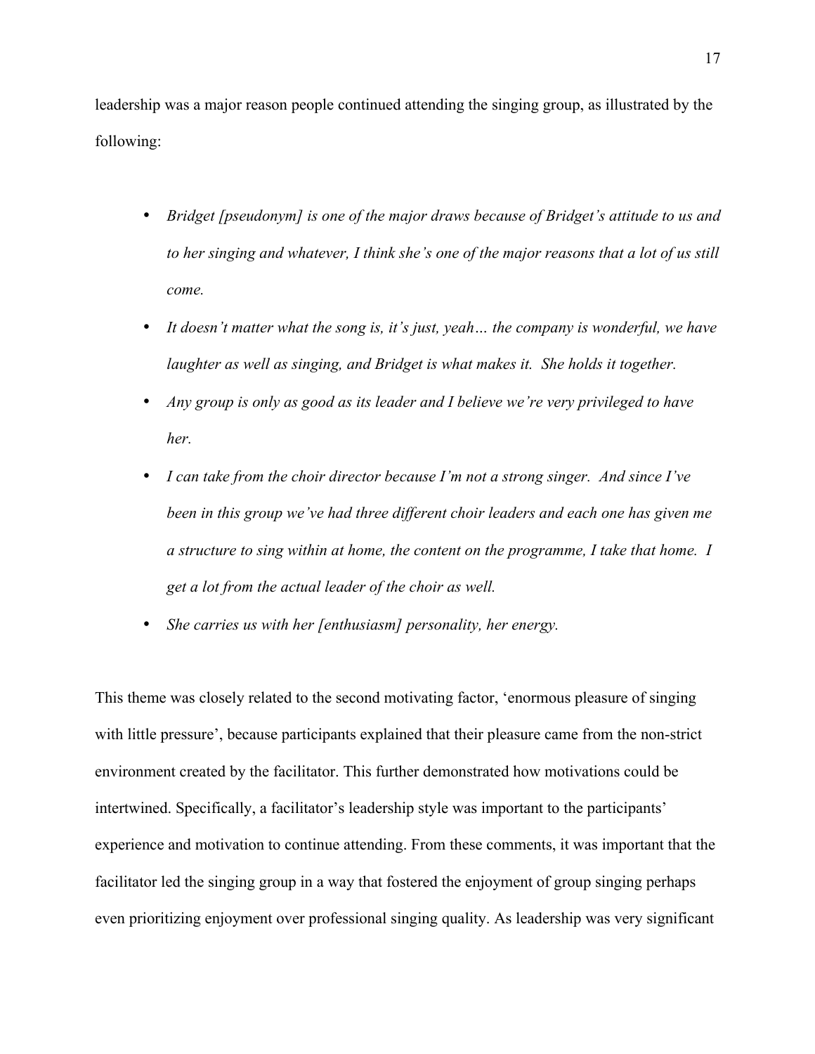leadership was a major reason people continued attending the singing group, as illustrated by the following:

- *Bridget [pseudonym] is one of the major draws because of Bridget's attitude to us and to her singing and whatever, I think she's one of the major reasons that a lot of us still come.*
- *It doesn't matter what the song is, it's just, yeah… the company is wonderful, we have laughter as well as singing, and Bridget is what makes it. She holds it together.*
- *Any group is only as good as its leader and I believe we're very privileged to have her.*
- *I can take from the choir director because I'm not a strong singer. And since I've been in this group we've had three different choir leaders and each one has given me a structure to sing within at home, the content on the programme, I take that home. I get a lot from the actual leader of the choir as well.*
- *She carries us with her [enthusiasm] personality, her energy.*

This theme was closely related to the second motivating factor, 'enormous pleasure of singing with little pressure', because participants explained that their pleasure came from the non-strict environment created by the facilitator. This further demonstrated how motivations could be intertwined. Specifically, a facilitator's leadership style was important to the participants' experience and motivation to continue attending. From these comments, it was important that the facilitator led the singing group in a way that fostered the enjoyment of group singing perhaps even prioritizing enjoyment over professional singing quality. As leadership was very significant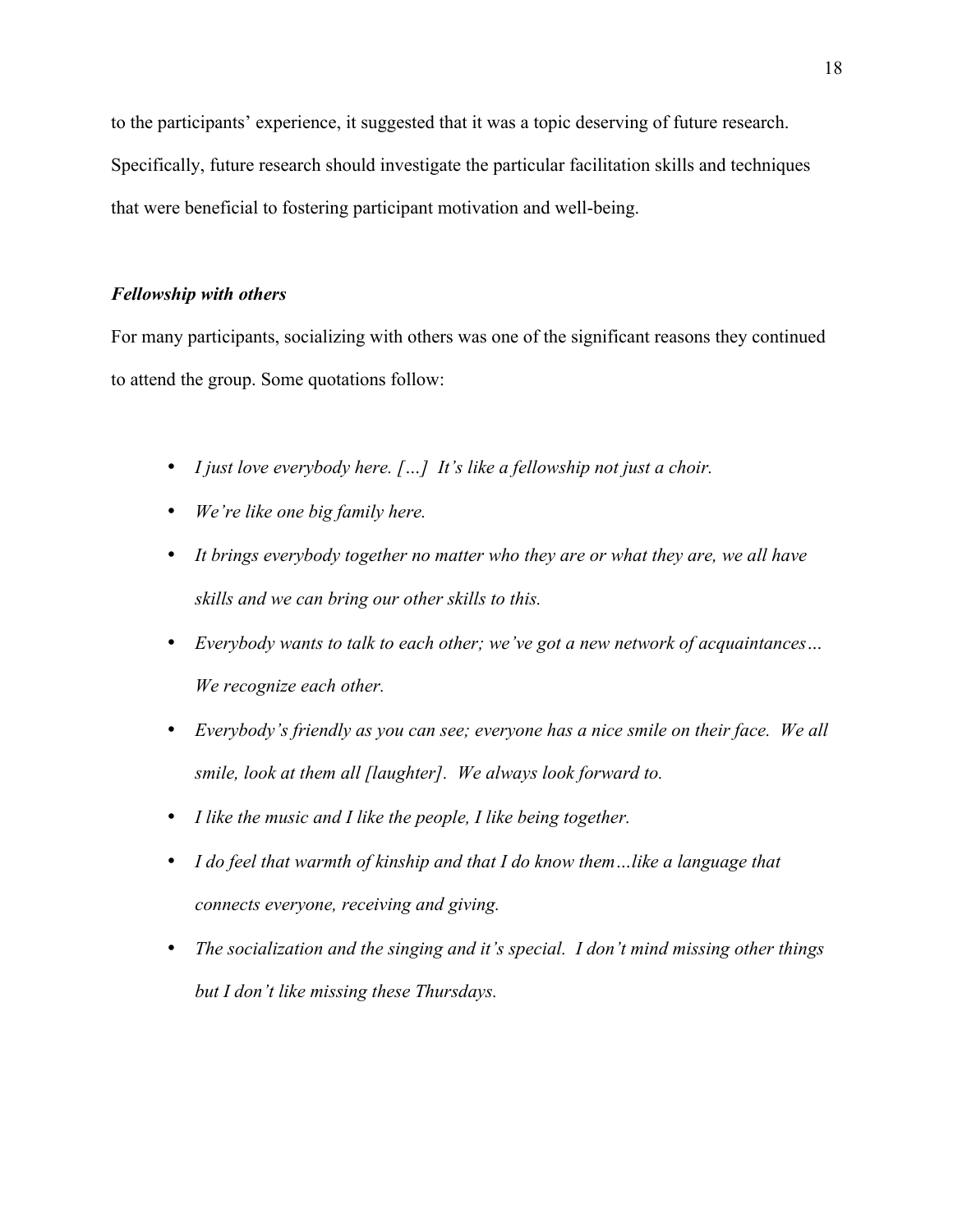to the participants' experience, it suggested that it was a topic deserving of future research. Specifically, future research should investigate the particular facilitation skills and techniques that were beneficial to fostering participant motivation and well-being.

### ***Fellowship with others***

For many participants, socializing with others was one of the significant reasons they continued to attend the group. Some quotations follow:

- *I just love everybody here. […] It's like a fellowship not just a choir.*
- *We're like one big family here.*
- *It brings everybody together no matter who they are or what they are, we all have skills and we can bring our other skills to this.*
- *Everybody wants to talk to each other; we've got a new network of acquaintances… We recognize each other.*
- *Everybody's friendly as you can see; everyone has a nice smile on their face. We all smile, look at them all [laughter]. We always look forward to.*
- *I like the music and I like the people, I like being together.*
- *I do feel that warmth of kinship and that I do know them…like a language that connects everyone, receiving and giving.*
- *The socialization and the singing and it's special. I don't mind missing other things but I don't like missing these Thursdays.*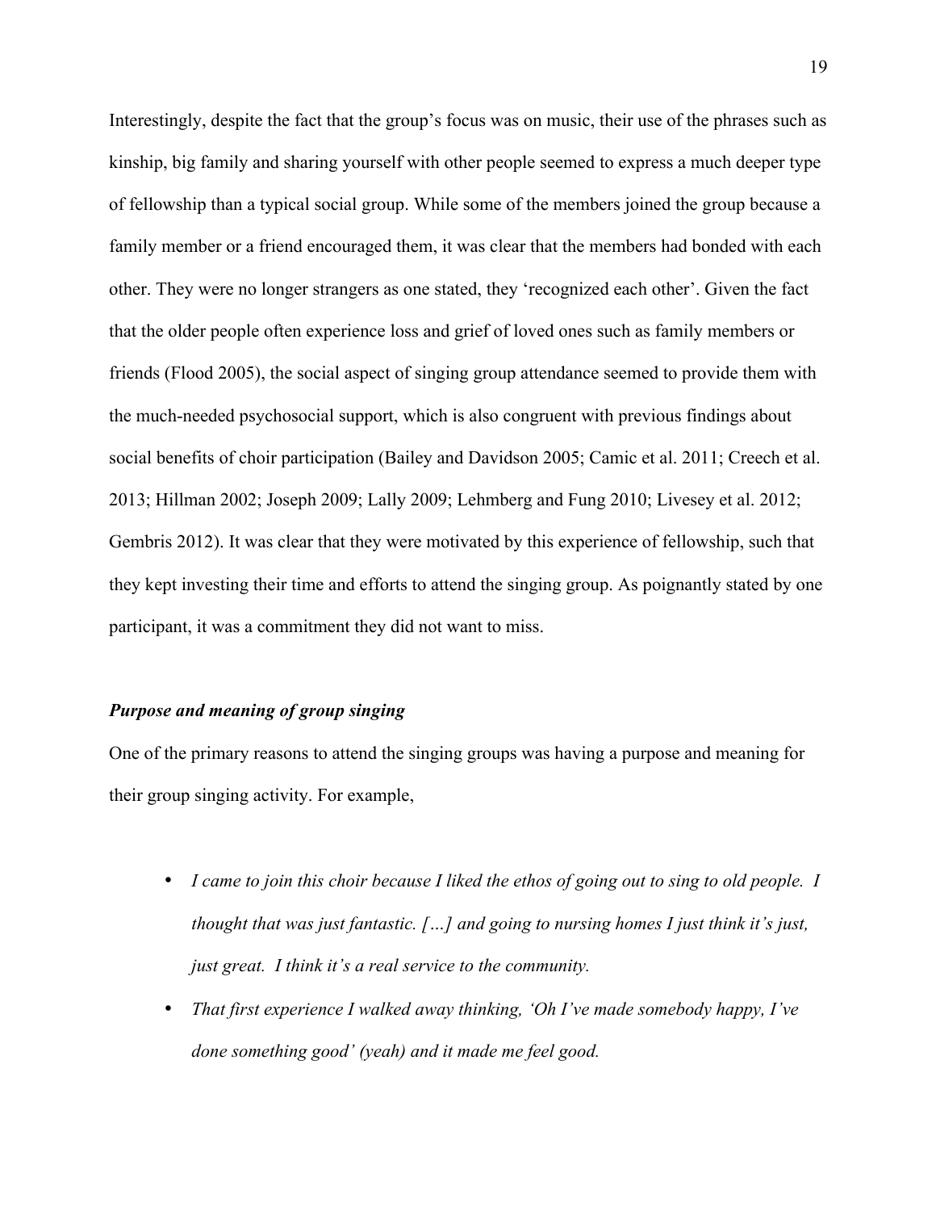Interestingly, despite the fact that the group's focus was on music, their use of the phrases such as kinship, big family and sharing yourself with other people seemed to express a much deeper type of fellowship than a typical social group. While some of the members joined the group because a family member or a friend encouraged them, it was clear that the members had bonded with each other. They were no longer strangers as one stated, they 'recognized each other'. Given the fact that the older people often experience loss and grief of loved ones such as family members or friends (Flood 2005), the social aspect of singing group attendance seemed to provide them with the much-needed psychosocial support, which is also congruent with previous findings about social benefits of choir participation (Bailey and Davidson 2005; Camic et al. 2011; Creech et al. 2013; Hillman 2002; Joseph 2009; Lally 2009; Lehmberg and Fung 2010; Livesey et al. 2012; Gembris 2012). It was clear that they were motivated by this experience of fellowship, such that they kept investing their time and efforts to attend the singing group. As poignantly stated by one participant, it was a commitment they did not want to miss.

***Purpose and meaning of group singing***

One of the primary reasons to attend the singing groups was having a purpose and meaning for their group singing activity. For example,

- *I came to join this choir because I liked the ethos of going out to sing to old people. I thought that was just fantastic. […] and going to nursing homes I just think it's just, just great. I think it's a real service to the community.*
- *That first experience I walked away thinking, 'Oh I've made somebody happy, I've done something good' (yeah) and it made me feel good.*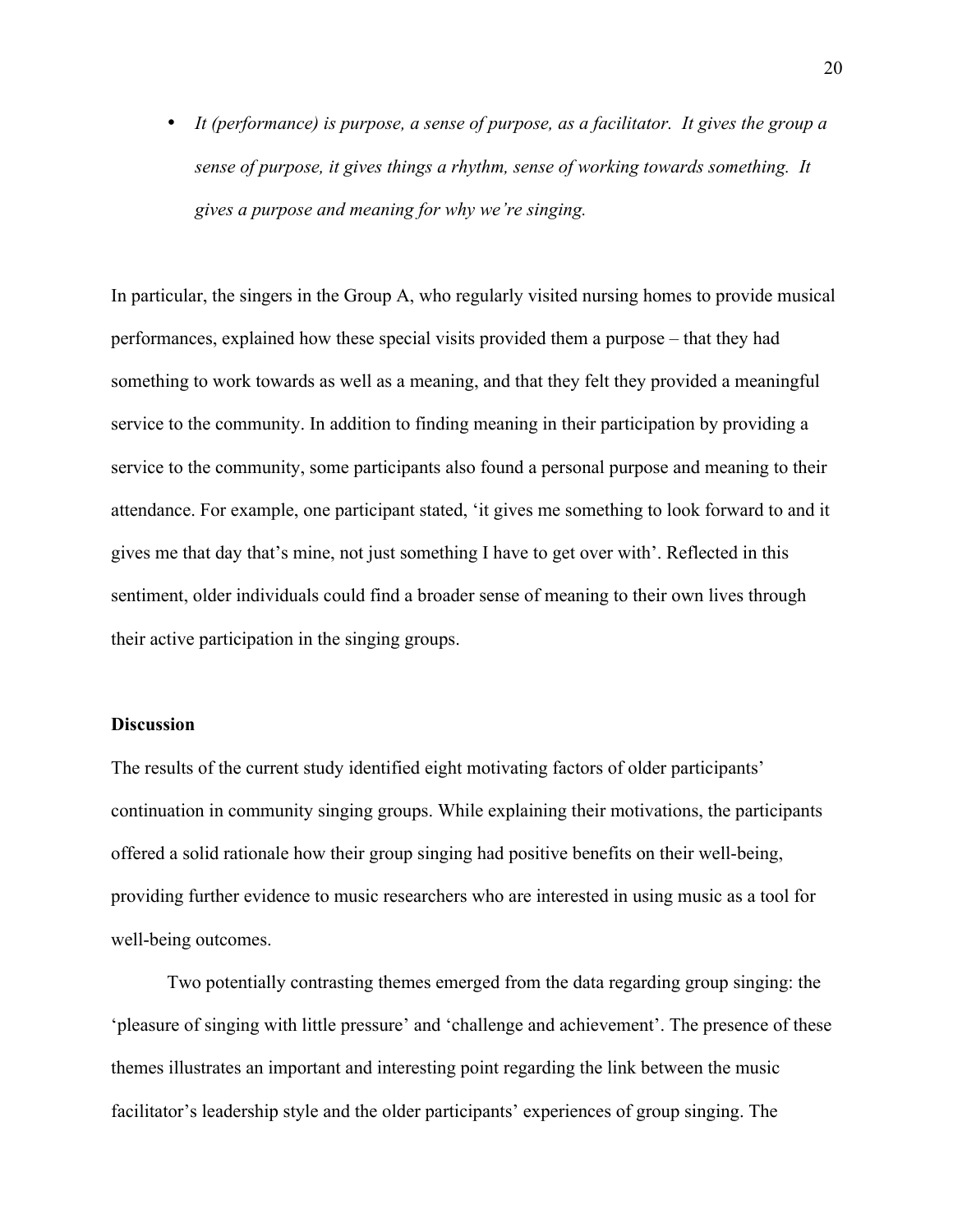- *It (performance) is purpose, a sense of purpose, as a facilitator. It gives the group a sense of purpose, it gives things a rhythm, sense of working towards something. It gives a purpose and meaning for why we're singing.*

In particular, the singers in the Group A, who regularly visited nursing homes to provide musical performances, explained how these special visits provided them a purpose – that they had something to work towards as well as a meaning, and that they felt they provided a meaningful service to the community. In addition to finding meaning in their participation by providing a service to the community, some participants also found a personal purpose and meaning to their attendance. For example, one participant stated, 'it gives me something to look forward to and it gives me that day that's mine, not just something I have to get over with'. Reflected in this sentiment, older individuals could find a broader sense of meaning to their own lives through their active participation in the singing groups.

**Discussion**

The results of the current study identified eight motivating factors of older participants' continuation in community singing groups. While explaining their motivations, the participants offered a solid rationale how their group singing had positive benefits on their well-being, providing further evidence to music researchers who are interested in using music as a tool for well-being outcomes.

Two potentially contrasting themes emerged from the data regarding group singing: the 'pleasure of singing with little pressure' and 'challenge and achievement'. The presence of these themes illustrates an important and interesting point regarding the link between the music facilitator's leadership style and the older participants' experiences of group singing. The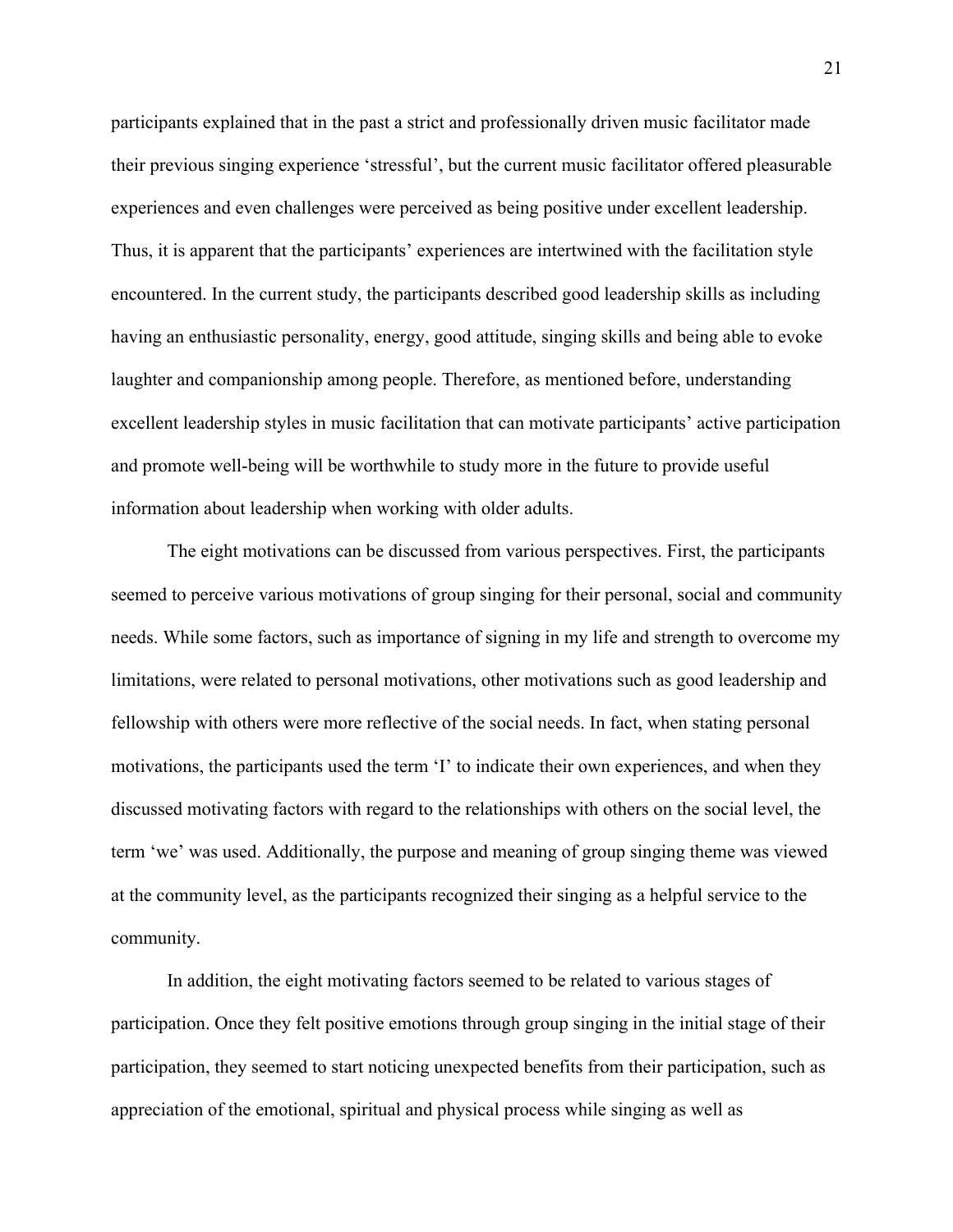participants explained that in the past a strict and professionally driven music facilitator made their previous singing experience 'stressful', but the current music facilitator offered pleasurable experiences and even challenges were perceived as being positive under excellent leadership. Thus, it is apparent that the participants' experiences are intertwined with the facilitation style encountered. In the current study, the participants described good leadership skills as including having an enthusiastic personality, energy, good attitude, singing skills and being able to evoke laughter and companionship among people. Therefore, as mentioned before, understanding excellent leadership styles in music facilitation that can motivate participants' active participation and promote well-being will be worthwhile to study more in the future to provide useful information about leadership when working with older adults.

The eight motivations can be discussed from various perspectives. First, the participants seemed to perceive various motivations of group singing for their personal, social and community needs. While some factors, such as importance of signing in my life and strength to overcome my limitations, were related to personal motivations, other motivations such as good leadership and fellowship with others were more reflective of the social needs. In fact, when stating personal motivations, the participants used the term 'I' to indicate their own experiences, and when they discussed motivating factors with regard to the relationships with others on the social level, the term 'we' was used. Additionally, the purpose and meaning of group singing theme was viewed at the community level, as the participants recognized their singing as a helpful service to the community.

In addition, the eight motivating factors seemed to be related to various stages of participation. Once they felt positive emotions through group singing in the initial stage of their participation, they seemed to start noticing unexpected benefits from their participation, such as appreciation of the emotional, spiritual and physical process while singing as well as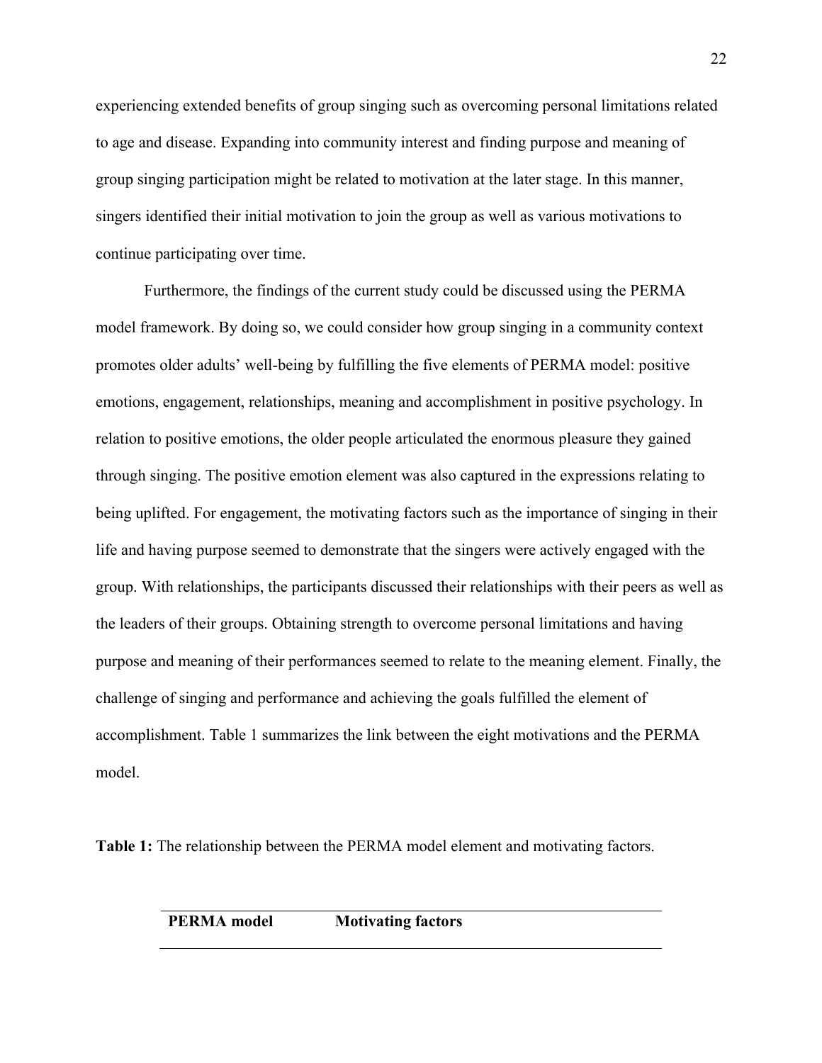experiencing extended benefits of group singing such as overcoming personal limitations related to age and disease. Expanding into community interest and finding purpose and meaning of group singing participation might be related to motivation at the later stage. In this manner, singers identified their initial motivation to join the group as well as various motivations to continue participating over time.

Furthermore, the findings of the current study could be discussed using the PERMA model framework. By doing so, we could consider how group singing in a community context promotes older adults' well-being by fulfilling the five elements of PERMA model: positive emotions, engagement, relationships, meaning and accomplishment in positive psychology. In relation to positive emotions, the older people articulated the enormous pleasure they gained through singing. The positive emotion element was also captured in the expressions relating to being uplifted. For engagement, the motivating factors such as the importance of singing in their life and having purpose seemed to demonstrate that the singers were actively engaged with the group. With relationships, the participants discussed their relationships with their peers as well as the leaders of their groups. Obtaining strength to overcome personal limitations and having purpose and meaning of their performances seemed to relate to the meaning element. Finally, the challenge of singing and performance and achieving the goals fulfilled the element of accomplishment. Table 1 summarizes the link between the eight motivations and the PERMA model.

**Table 1:** The relationship between the PERMA model element and motivating factors.

| **PERMA model** | **Motivating factors** |
|---|---|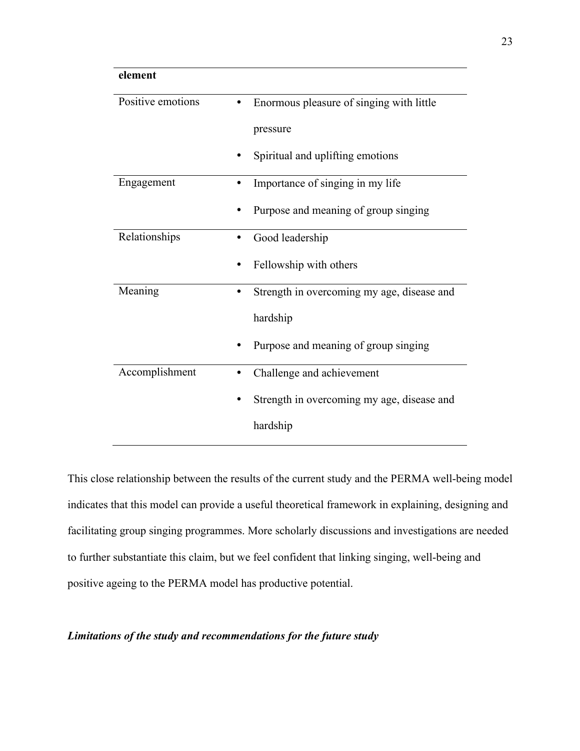| element | |
|---|---|
| Positive emotions | • Enormous pleasure of singing with little pressure<br>• Spiritual and uplifting emotions |
| Engagement | • Importance of singing in my life<br>• Purpose and meaning of group singing |
| Relationships | • Good leadership<br>• Fellowship with others |
| Meaning | • Strength in overcoming my age, disease and hardship<br>• Purpose and meaning of group singing |
| Accomplishment | • Challenge and achievement<br>• Strength in overcoming my age, disease and hardship |

This close relationship between the results of the current study and the PERMA well-being model indicates that this model can provide a useful theoretical framework in explaining, designing and facilitating group singing programmes. More scholarly discussions and investigations are needed to further substantiate this claim, but we feel confident that linking singing, well-being and positive ageing to the PERMA model has productive potential.

### *Limitations of the study and recommendations for the future study*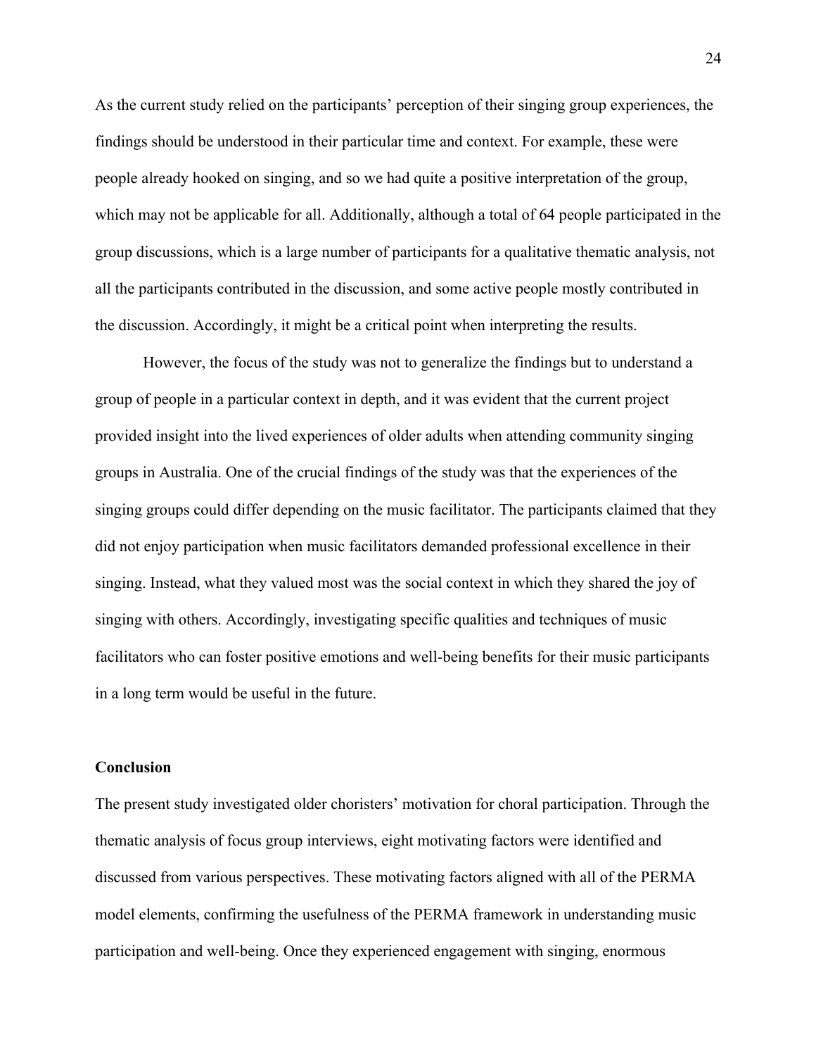As the current study relied on the participants' perception of their singing group experiences, the findings should be understood in their particular time and context. For example, these were people already hooked on singing, and so we had quite a positive interpretation of the group, which may not be applicable for all. Additionally, although a total of 64 people participated in the group discussions, which is a large number of participants for a qualitative thematic analysis, not all the participants contributed in the discussion, and some active people mostly contributed in the discussion. Accordingly, it might be a critical point when interpreting the results.

However, the focus of the study was not to generalize the findings but to understand a group of people in a particular context in depth, and it was evident that the current project provided insight into the lived experiences of older adults when attending community singing groups in Australia. One of the crucial findings of the study was that the experiences of the singing groups could differ depending on the music facilitator. The participants claimed that they did not enjoy participation when music facilitators demanded professional excellence in their singing. Instead, what they valued most was the social context in which they shared the joy of singing with others. Accordingly, investigating specific qualities and techniques of music facilitators who can foster positive emotions and well-being benefits for their music participants in a long term would be useful in the future.

**Conclusion**

The present study investigated older choristers' motivation for choral participation. Through the thematic analysis of focus group interviews, eight motivating factors were identified and discussed from various perspectives. These motivating factors aligned with all of the PERMA model elements, confirming the usefulness of the PERMA framework in understanding music participation and well-being. Once they experienced engagement with singing, enormous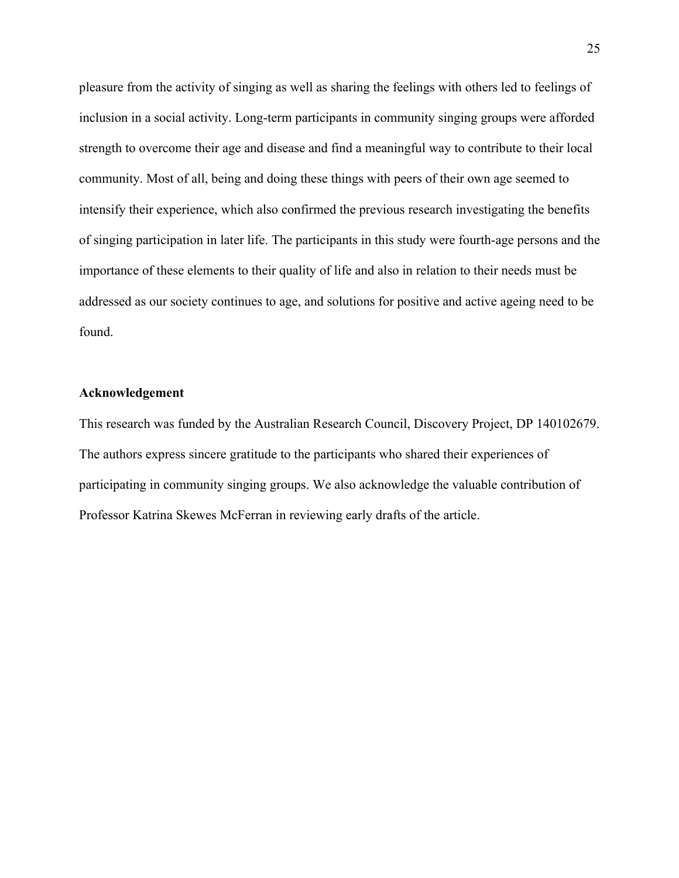pleasure from the activity of singing as well as sharing the feelings with others led to feelings of inclusion in a social activity. Long-term participants in community singing groups were afforded strength to overcome their age and disease and find a meaningful way to contribute to their local community. Most of all, being and doing these things with peers of their own age seemed to intensify their experience, which also confirmed the previous research investigating the benefits of singing participation in later life. The participants in this study were fourth-age persons and the importance of these elements to their quality of life and also in relation to their needs must be addressed as our society continues to age, and solutions for positive and active ageing need to be found.

**Acknowledgement**

This research was funded by the Australian Research Council, Discovery Project, DP 140102679. The authors express sincere gratitude to the participants who shared their experiences of participating in community singing groups. We also acknowledge the valuable contribution of Professor Katrina Skewes McFerran in reviewing early drafts of the article.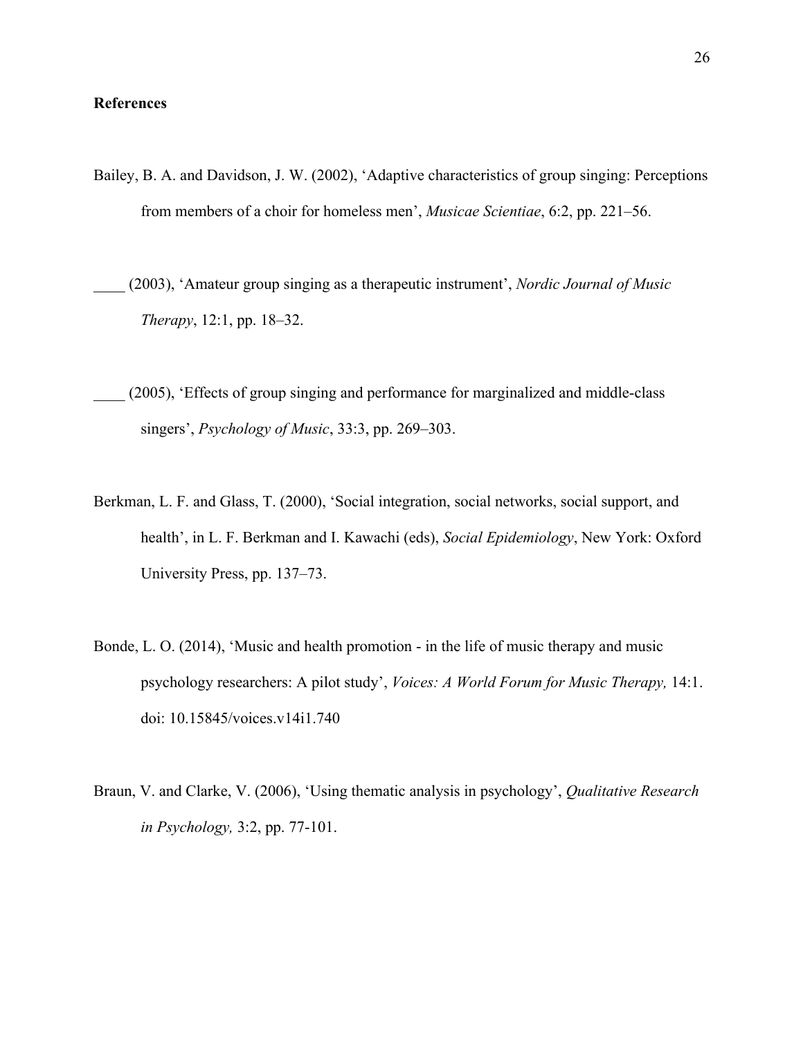**References**

Bailey, B. A. and Davidson, J. W. (2002), 'Adaptive characteristics of group singing: Perceptions from members of a choir for homeless men', *Musicae Scientiae*, 6:2, pp. 221–56.

____ (2003), 'Amateur group singing as a therapeutic instrument', *Nordic Journal of Music Therapy*, 12:1, pp. 18–32.

____ (2005), 'Effects of group singing and performance for marginalized and middle-class singers', *Psychology of Music*, 33:3, pp. 269–303.

Berkman, L. F. and Glass, T. (2000), 'Social integration, social networks, social support, and health', in L. F. Berkman and I. Kawachi (eds), *Social Epidemiology*, New York: Oxford University Press, pp. 137–73.

Bonde, L. O. (2014), 'Music and health promotion - in the life of music therapy and music psychology researchers: A pilot study', *Voices: A World Forum for Music Therapy,* 14:1. doi: 10.15845/voices.v14i1.740

Braun, V. and Clarke, V. (2006), 'Using thematic analysis in psychology', *Qualitative Research in Psychology,* 3:2, pp. 77-101.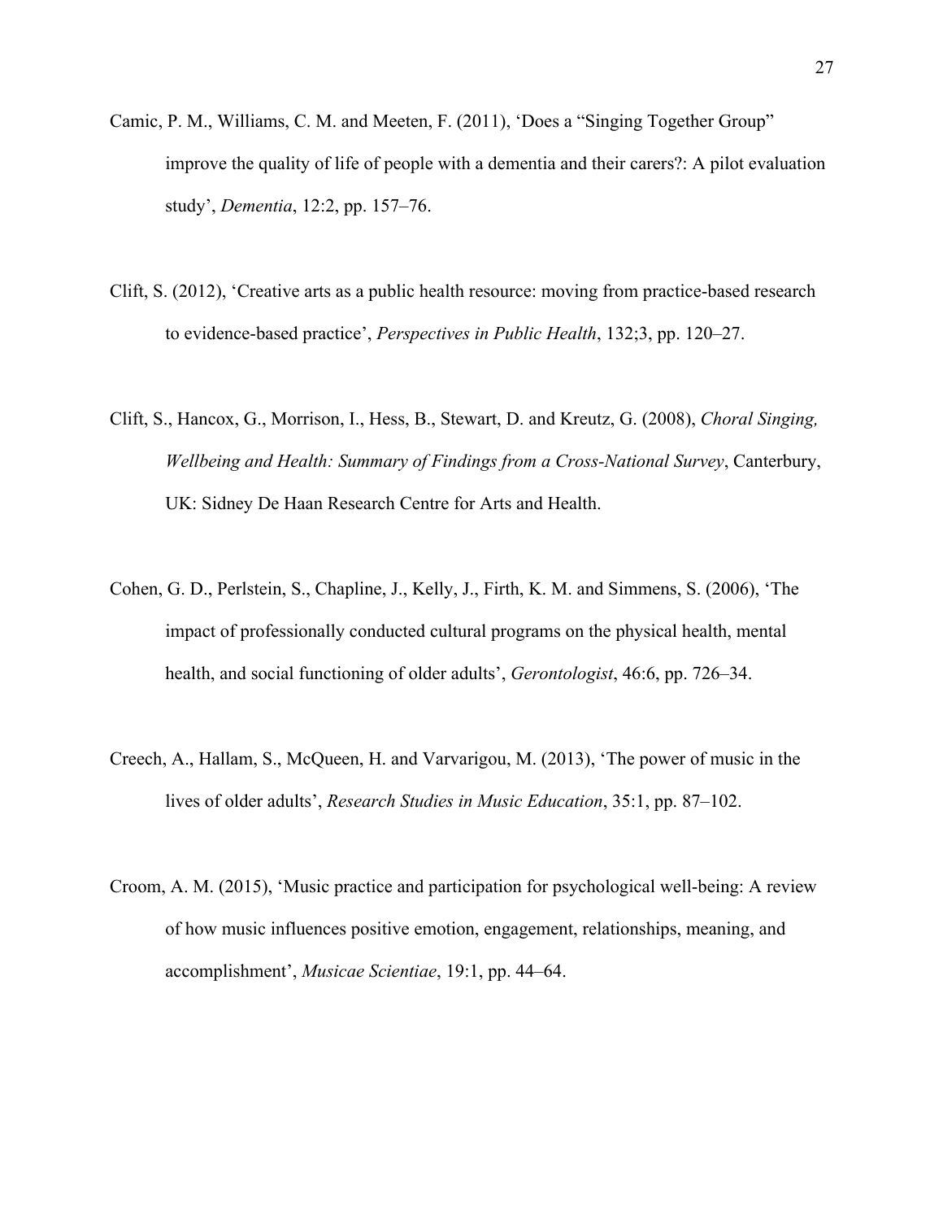Camic, P. M., Williams, C. M. and Meeten, F. (2011), 'Does a "Singing Together Group" improve the quality of life of people with a dementia and their carers?: A pilot evaluation study', *Dementia*, 12:2, pp. 157–76.

Clift, S. (2012), 'Creative arts as a public health resource: moving from practice-based research to evidence-based practice', *Perspectives in Public Health*, 132;3, pp. 120–27.

Clift, S., Hancox, G., Morrison, I., Hess, B., Stewart, D. and Kreutz, G. (2008), *Choral Singing, Wellbeing and Health: Summary of Findings from a Cross-National Survey*, Canterbury, UK: Sidney De Haan Research Centre for Arts and Health.

Cohen, G. D., Perlstein, S., Chapline, J., Kelly, J., Firth, K. M. and Simmens, S. (2006), 'The impact of professionally conducted cultural programs on the physical health, mental health, and social functioning of older adults', *Gerontologist*, 46:6, pp. 726–34.

Creech, A., Hallam, S., McQueen, H. and Varvarigou, M. (2013), 'The power of music in the lives of older adults', *Research Studies in Music Education*, 35:1, pp. 87–102.

Croom, A. M. (2015), 'Music practice and participation for psychological well-being: A review of how music influences positive emotion, engagement, relationships, meaning, and accomplishment', *Musicae Scientiae*, 19:1, pp. 44–64.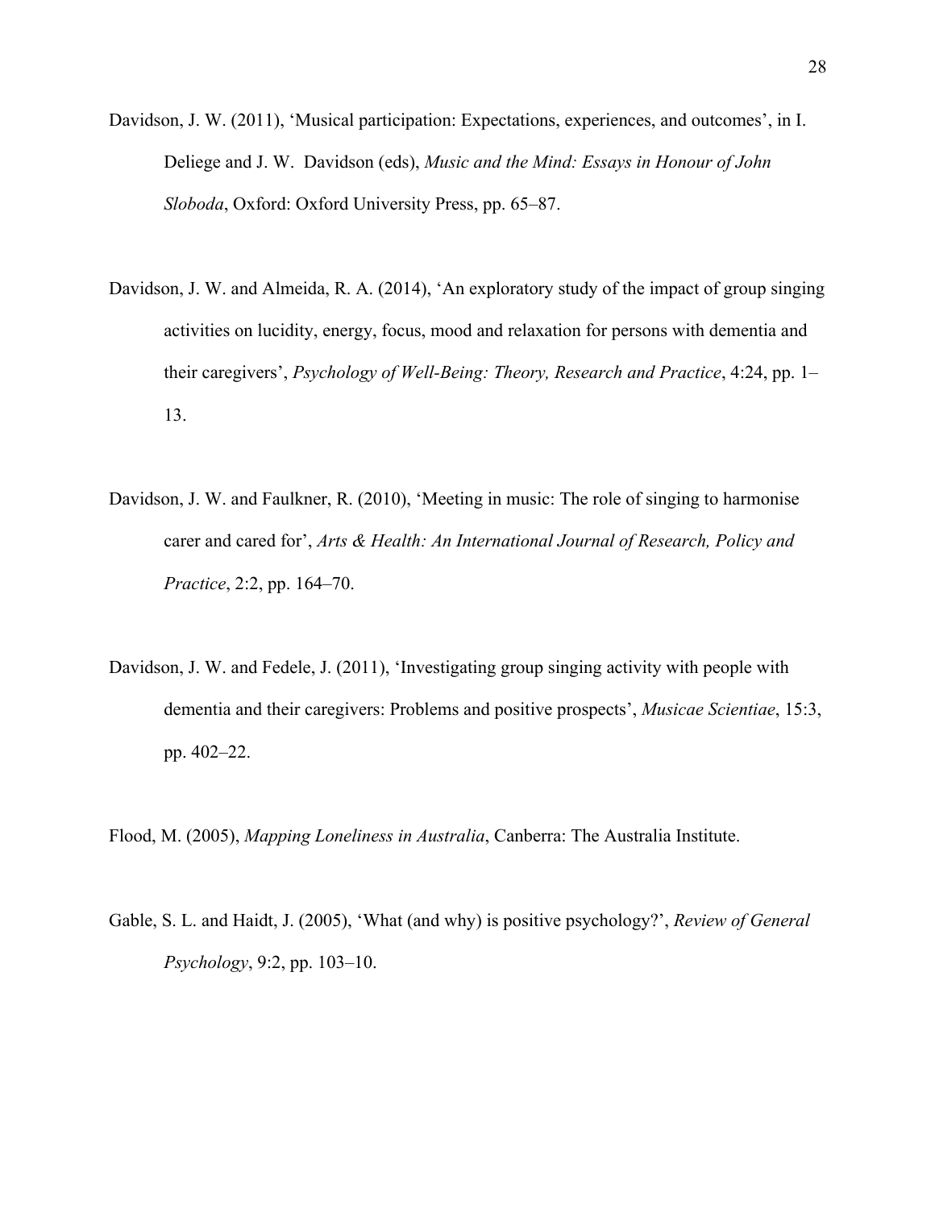Davidson, J. W. (2011), ‘Musical participation: Expectations, experiences, and outcomes’, in I. Deliege and J. W. Davidson (eds), *Music and the Mind: Essays in Honour of John Sloboda*, Oxford: Oxford University Press, pp. 65–87.

Davidson, J. W. and Almeida, R. A. (2014), ‘An exploratory study of the impact of group singing activities on lucidity, energy, focus, mood and relaxation for persons with dementia and their caregivers’, *Psychology of Well-Being: Theory, Research and Practice*, 4:24, pp. 1–13.

Davidson, J. W. and Faulkner, R. (2010), ‘Meeting in music: The role of singing to harmonise carer and cared for’, *Arts & Health: An International Journal of Research, Policy and Practice*, 2:2, pp. 164–70.

Davidson, J. W. and Fedele, J. (2011), ‘Investigating group singing activity with people with dementia and their caregivers: Problems and positive prospects’, *Musicae Scientiae*, 15:3, pp. 402–22.

Flood, M. (2005), *Mapping Loneliness in Australia*, Canberra: The Australia Institute.

Gable, S. L. and Haidt, J. (2005), ‘What (and why) is positive psychology?’, *Review of General Psychology*, 9:2, pp. 103–10.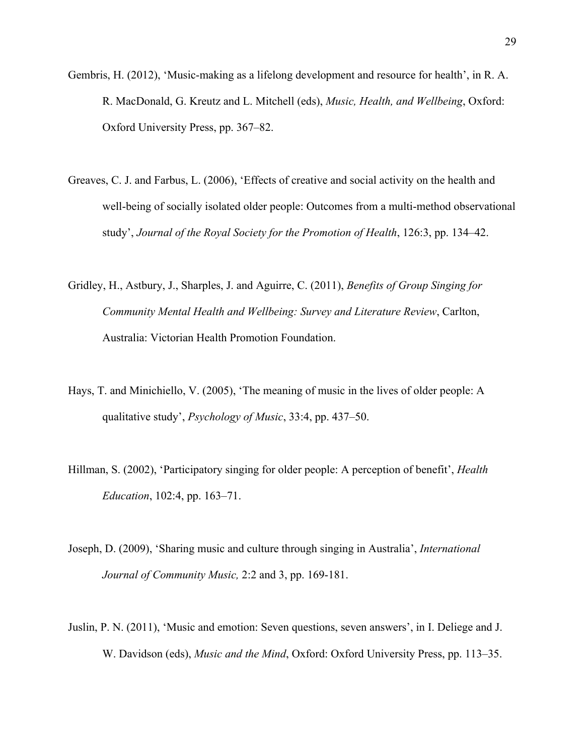Gembris, H. (2012), 'Music-making as a lifelong development and resource for health', in R. A. R. MacDonald, G. Kreutz and L. Mitchell (eds), *Music, Health, and Wellbeing*, Oxford: Oxford University Press, pp. 367–82.

Greaves, C. J. and Farbus, L. (2006), 'Effects of creative and social activity on the health and well-being of socially isolated older people: Outcomes from a multi-method observational study', *Journal of the Royal Society for the Promotion of Health*, 126:3, pp. 134–42.

Gridley, H., Astbury, J., Sharples, J. and Aguirre, C. (2011), *Benefits of Group Singing for Community Mental Health and Wellbeing: Survey and Literature Review*, Carlton, Australia: Victorian Health Promotion Foundation.

Hays, T. and Minichiello, V. (2005), 'The meaning of music in the lives of older people: A qualitative study', *Psychology of Music*, 33:4, pp. 437–50.

Hillman, S. (2002), 'Participatory singing for older people: A perception of benefit', *Health Education*, 102:4, pp. 163–71.

Joseph, D. (2009), 'Sharing music and culture through singing in Australia', *International Journal of Community Music,* 2:2 and 3, pp. 169-181.

Juslin, P. N. (2011), 'Music and emotion: Seven questions, seven answers', in I. Deliege and J. W. Davidson (eds), *Music and the Mind*, Oxford: Oxford University Press, pp. 113–35.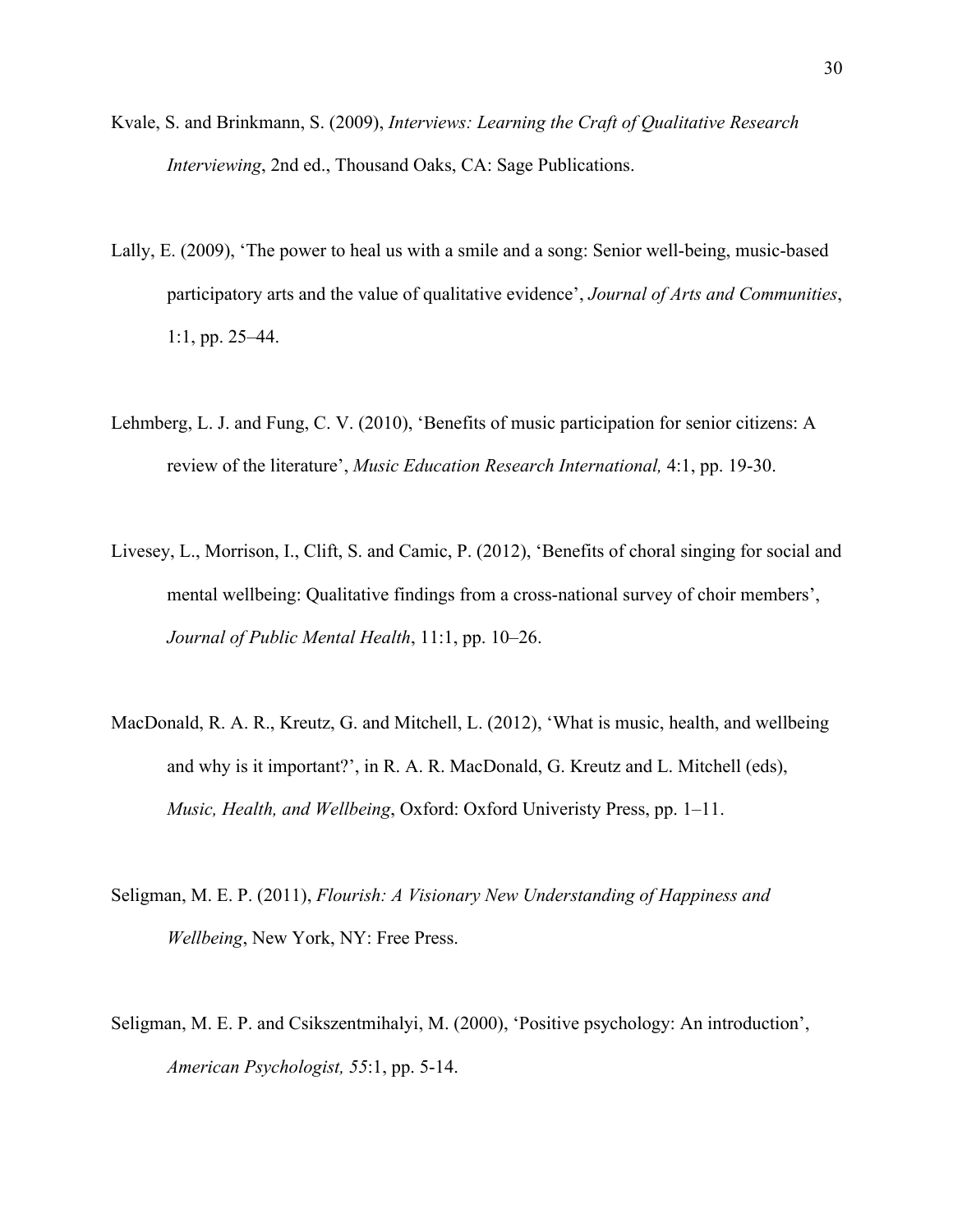Kvale, S. and Brinkmann, S. (2009), *Interviews: Learning the Craft of Qualitative Research Interviewing*, 2nd ed., Thousand Oaks, CA: Sage Publications.

Lally, E. (2009), 'The power to heal us with a smile and a song: Senior well-being, music-based participatory arts and the value of qualitative evidence', *Journal of Arts and Communities*, 1:1, pp. 25–44.

Lehmberg, L. J. and Fung, C. V. (2010), 'Benefits of music participation for senior citizens: A review of the literature', *Music Education Research International,* 4:1, pp. 19-30.

Livesey, L., Morrison, I., Clift, S. and Camic, P. (2012), 'Benefits of choral singing for social and mental wellbeing: Qualitative findings from a cross-national survey of choir members', *Journal of Public Mental Health*, 11:1, pp. 10–26.

MacDonald, R. A. R., Kreutz, G. and Mitchell, L. (2012), 'What is music, health, and wellbeing and why is it important?', in R. A. R. MacDonald, G. Kreutz and L. Mitchell (eds), *Music, Health, and Wellbeing*, Oxford: Oxford Univeristy Press, pp. 1–11.

Seligman, M. E. P. (2011), *Flourish: A Visionary New Understanding of Happiness and Wellbeing*, New York, NY: Free Press.

Seligman, M. E. P. and Csikszentmihalyi, M. (2000), 'Positive psychology: An introduction', *American Psychologist, 55*:1, pp. 5-14.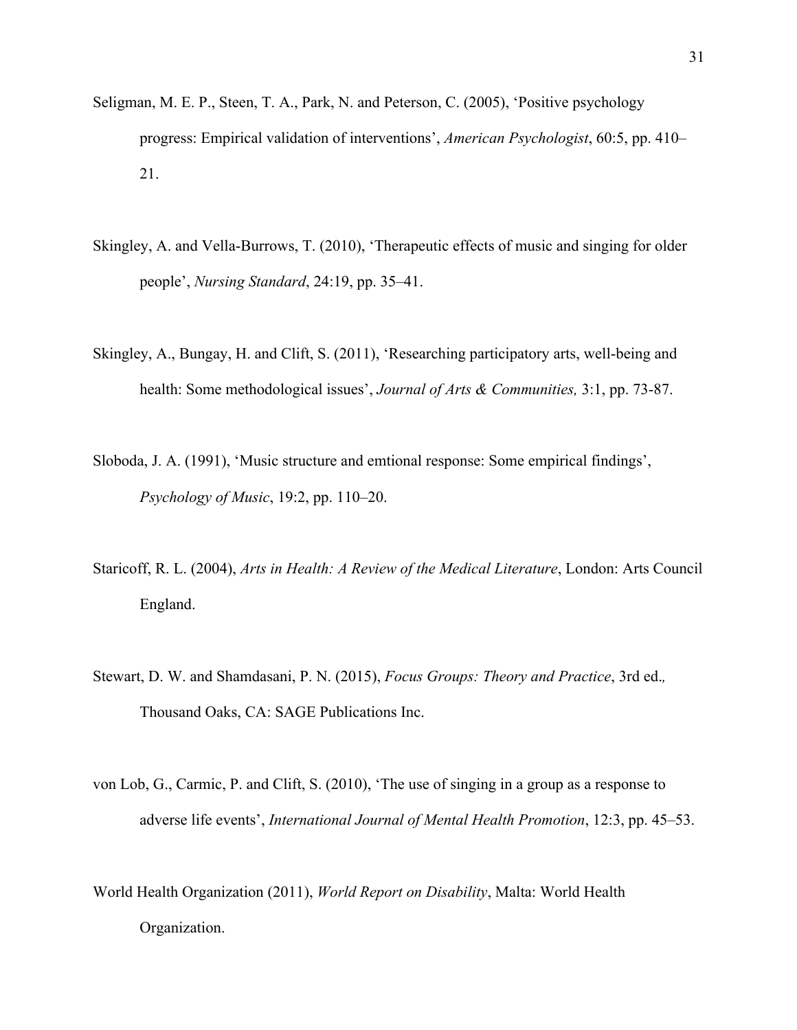Seligman, M. E. P., Steen, T. A., Park, N. and Peterson, C. (2005), ‘Positive psychology progress: Empirical validation of interventions’, *American Psychologist*, 60:5, pp. 410–21.

Skingley, A. and Vella-Burrows, T. (2010), ‘Therapeutic effects of music and singing for older people’, *Nursing Standard*, 24:19, pp. 35–41.

Skingley, A., Bungay, H. and Clift, S. (2011), ‘Researching participatory arts, well-being and health: Some methodological issues’, *Journal of Arts & Communities,* 3:1, pp. 73-87.

Sloboda, J. A. (1991), ‘Music structure and emtional response: Some empirical findings’, *Psychology of Music*, 19:2, pp. 110–20.

Staricoff, R. L. (2004), *Arts in Health: A Review of the Medical Literature*, London: Arts Council England.

Stewart, D. W. and Shamdasani, P. N. (2015), *Focus Groups: Theory and Practice*, 3rd ed., Thousand Oaks, CA: SAGE Publications Inc.

von Lob, G., Carmic, P. and Clift, S. (2010), ‘The use of singing in a group as a response to adverse life events’, *International Journal of Mental Health Promotion*, 12:3, pp. 45–53.

World Health Organization (2011), *World Report on Disability*, Malta: World Health Organization.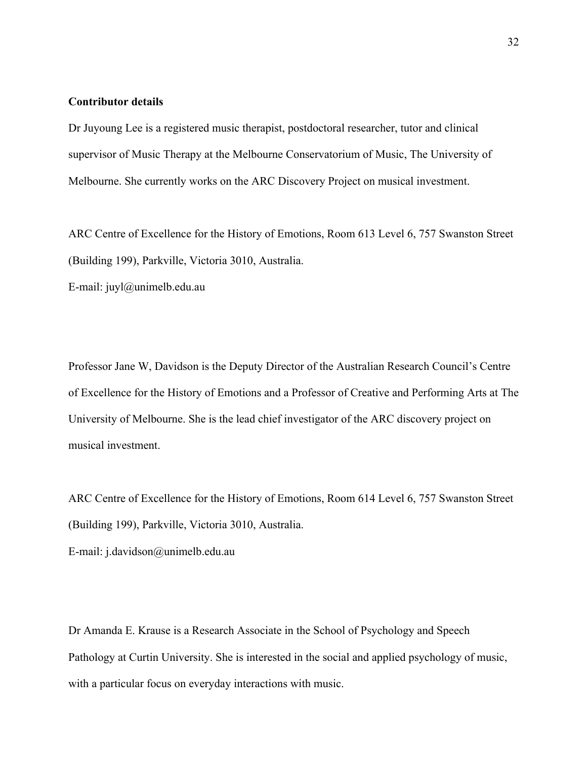**Contributor details**

Dr Juyoung Lee is a registered music therapist, postdoctoral researcher, tutor and clinical supervisor of Music Therapy at the Melbourne Conservatorium of Music, The University of Melbourne. She currently works on the ARC Discovery Project on musical investment.

ARC Centre of Excellence for the History of Emotions, Room 613 Level 6, 757 Swanston Street (Building 199), Parkville, Victoria 3010, Australia.

E-mail: juyl@unimelb.edu.au

Professor Jane W, Davidson is the Deputy Director of the Australian Research Council's Centre of Excellence for the History of Emotions and a Professor of Creative and Performing Arts at The University of Melbourne. She is the lead chief investigator of the ARC discovery project on musical investment.

ARC Centre of Excellence for the History of Emotions, Room 614 Level 6, 757 Swanston Street (Building 199), Parkville, Victoria 3010, Australia.

E-mail: j.davidson@unimelb.edu.au

Dr Amanda E. Krause is a Research Associate in the School of Psychology and Speech Pathology at Curtin University. She is interested in the social and applied psychology of music, with a particular focus on everyday interactions with music.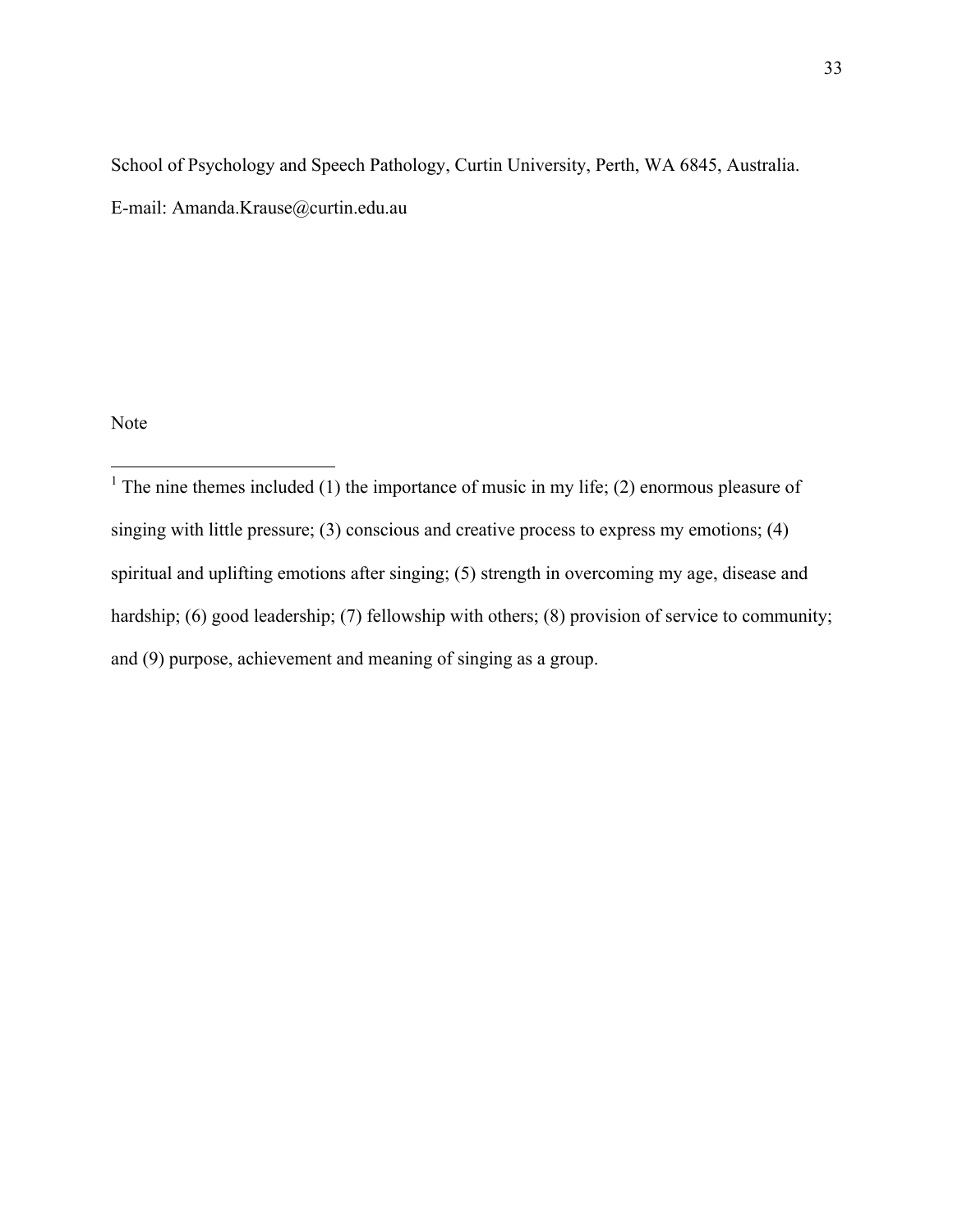School of Psychology and Speech Pathology, Curtin University, Perth, WA 6845, Australia.

E-mail: Amanda.Krause@curtin.edu.au

Note

[1] The nine themes included (1) the importance of music in my life; (2) enormous pleasure of singing with little pressure; (3) conscious and creative process to express my emotions; (4) spiritual and uplifting emotions after singing; (5) strength in overcoming my age, disease and hardship; (6) good leadership; (7) fellowship with others; (8) provision of service to community; and (9) purpose, achievement and meaning of singing as a group.